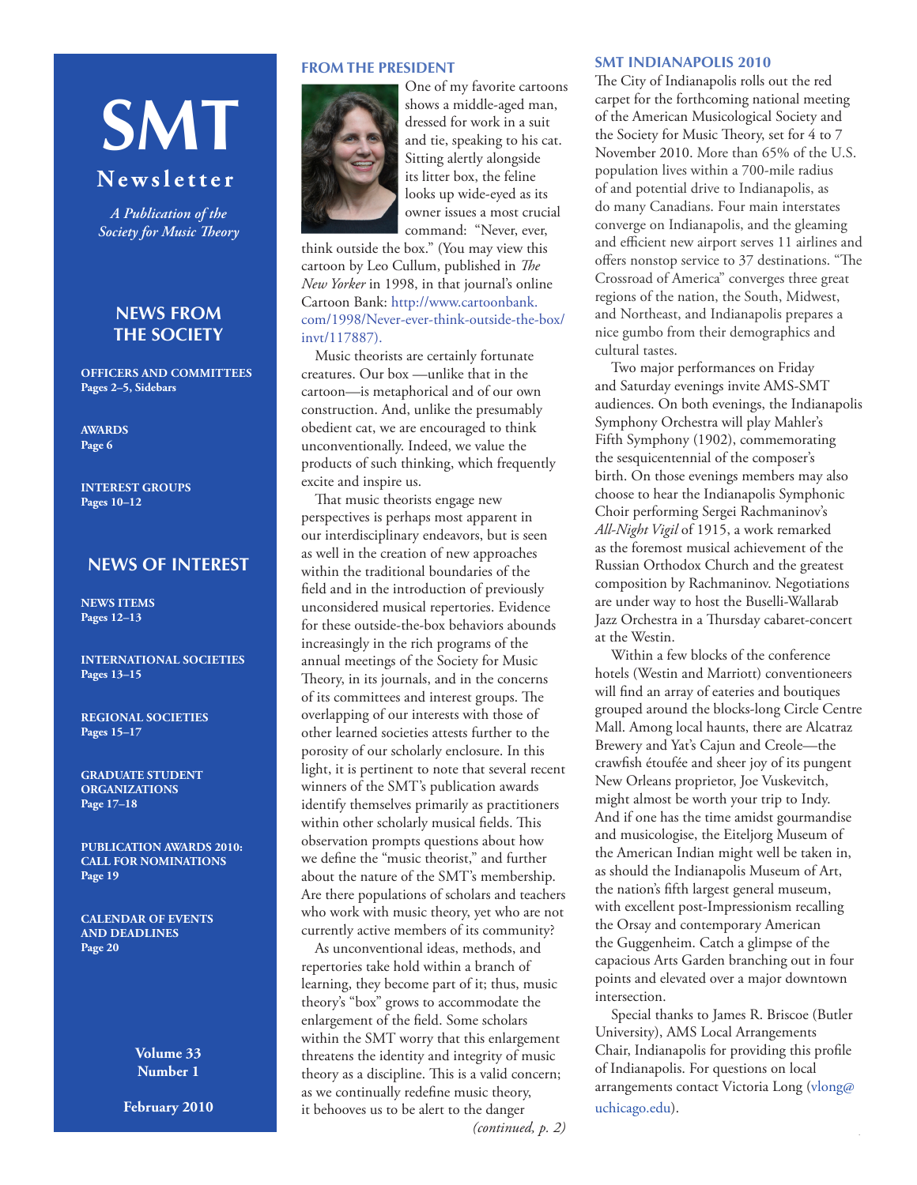# SMT Newsletter

*A Publication of the Society for Music Theory*

## NEWS FROM THE SOCIETY

**OFFICERS AND COMMITTEES**
**Pages 2–5, Sidebars**

**AWARDS**
**Page 6**

**INTEREST GROUPS**
**Pages 10–12**

## NEWS OF INTEREST

**NEWS ITEMS**
**Pages 12–13**

**INTERNATIONAL SOCIETIES**
**Pages 13–15**

**REGIONAL SOCIETIES**
**Pages 15–17**

**GRADUATE STUDENT ORGANIZATIONS**
**Page 17–18**

**PUBLICATION AWARDS 2010: CALL FOR NOMINATIONS**
**Page 19**

**CALENDAR OF EVENTS AND DEADLINES**
**Page 20**

**Volume 33**
**Number 1**

**February 2010**

## FROM THE PRESIDENT

One of my favorite cartoons shows a middle-aged man, dressed for work in a suit and tie, speaking to his cat. Sitting alertly alongside its litter box, the feline looks up wide-eyed as its owner issues a most crucial command: "Never, ever, think outside the box." (You may view this cartoon by Leo Cullum, published in *The New Yorker* in 1998, in that journal's online Cartoon Bank: http://www.cartoonbank.com/1998/Never-ever-think-outside-the-box/invt/117887).

Music theorists are certainly fortunate creatures. Our box —unlike that in the cartoon—is metaphorical and of our own construction. And, unlike the presumably obedient cat, we are encouraged to think unconventionally. Indeed, we value the products of such thinking, which frequently excite and inspire us.

That music theorists engage new perspectives is perhaps most apparent in our interdisciplinary endeavors, but is seen as well in the creation of new approaches within the traditional boundaries of the field and in the introduction of previously unconsidered musical repertories. Evidence for these outside-the-box behaviors abounds increasingly in the rich programs of the annual meetings of the Society for Music Theory, in its journals, and in the concerns of its committees and interest groups. The overlapping of our interests with those of other learned societies attests further to the porosity of our scholarly enclosure. In this light, it is pertinent to note that several recent winners of the SMT's publication awards identify themselves primarily as practitioners within other scholarly musical fields. This observation prompts questions about how we define the "music theorist," and further about the nature of the SMT's membership. Are there populations of scholars and teachers who work with music theory, yet who are not currently active members of its community?

As unconventional ideas, methods, and repertories take hold within a branch of learning, they become part of it; thus, music theory's "box" grows to accommodate the enlargement of the field. Some scholars within the SMT worry that this enlargement threatens the identity and integrity of music theory as a discipline. This is a valid concern; as we continually redefine music theory, it behooves us to be alert to the danger

*(continued, p. 2)*

## SMT INDIANAPOLIS 2010

The City of Indianapolis rolls out the red carpet for the forthcoming national meeting of the American Musicological Society and the Society for Music Theory, set for 4 to 7 November 2010. More than 65% of the U.S. population lives within a 700-mile radius of and potential drive to Indianapolis, as do many Canadians. Four main interstates converge on Indianapolis, and the gleaming and efficient new airport serves 11 airlines and offers nonstop service to 37 destinations. "The Crossroad of America" converges three great regions of the nation, the South, Midwest, and Northeast, and Indianapolis prepares a nice gumbo from their demographics and cultural tastes.

Two major performances on Friday and Saturday evenings invite AMS-SMT audiences. On both evenings, the Indianapolis Symphony Orchestra will play Mahler's Fifth Symphony (1902), commemorating the sesquicentennial of the composer's birth. On those evenings members may also choose to hear the Indianapolis Symphonic Choir performing Sergei Rachmaninov's *All-Night Vigil* of 1915, a work remarked as the foremost musical achievement of the Russian Orthodox Church and the greatest composition by Rachmaninov. Negotiations are under way to host the Buselli-Wallarab Jazz Orchestra in a Thursday cabaret-concert at the Westin.

Within a few blocks of the conference hotels (Westin and Marriott) conventioneers will find an array of eateries and boutiques grouped around the blocks-long Circle Centre Mall. Among local haunts, there are Alcatraz Brewery and Yat's Cajun and Creole—the crawfish étoufée and sheer joy of its pungent New Orleans proprietor, Joe Vuskevitch, might almost be worth your trip to Indy. And if one has the time amidst gourmandise and musicologise, the Eiteljorg Museum of the American Indian might well be taken in, as should the Indianapolis Museum of Art, the nation's fifth largest general museum, with excellent post-Impressionism recalling the Orsay and contemporary American the Guggenheim. Catch a glimpse of the capacious Arts Garden branching out in four points and elevated over a major downtown intersection.

Special thanks to James R. Briscoe (Butler University), AMS Local Arrangements Chair, Indianapolis for providing this profile of Indianapolis. For questions on local arrangements contact Victoria Long (vlong@uchicago.edu).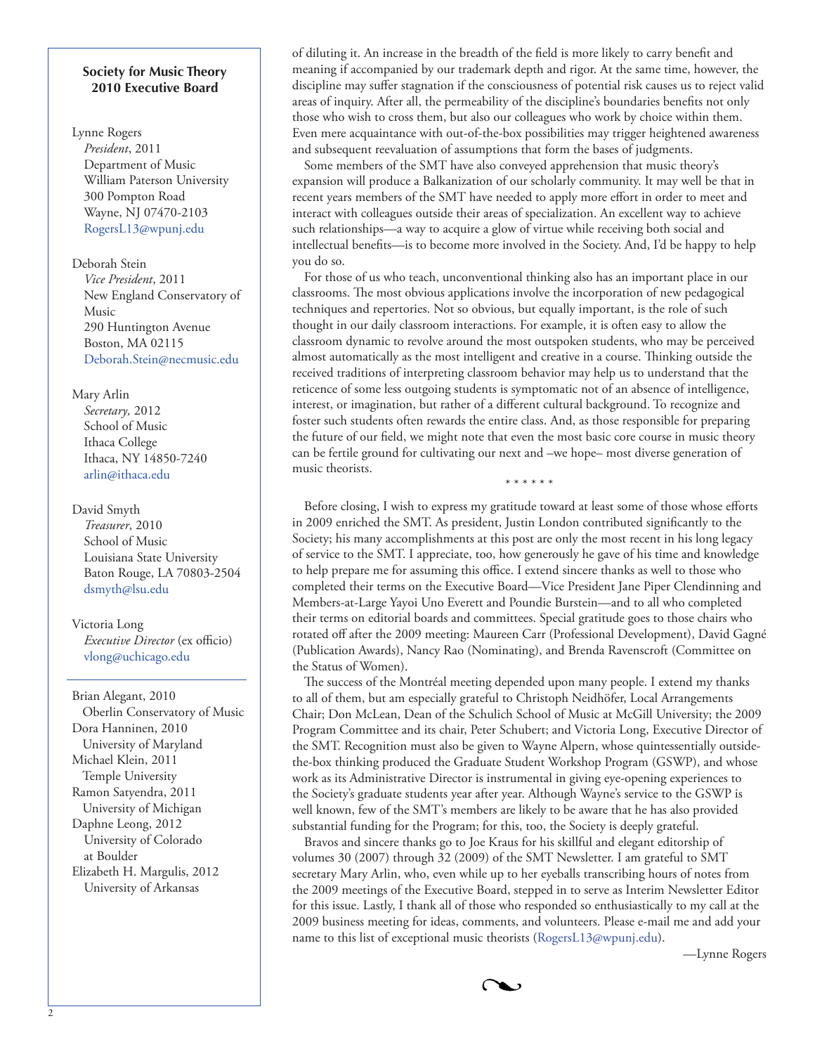of diluting it. An increase in the breadth of the field is more likely to carry benefit and meaning if accompanied by our trademark depth and rigor. At the same time, however, the discipline may suffer stagnation if the consciousness of potential risk causes us to reject valid areas of inquiry. After all, the permeability of the discipline's boundaries benefits not only those who wish to cross them, but also our colleagues who work by choice within them. Even mere acquaintance with out-of-the-box possibilities may trigger heightened awareness and subsequent reevaluation of assumptions that form the bases of judgments.

Some members of the SMT have also conveyed apprehension that music theory's expansion will produce a Balkanization of our scholarly community. It may well be that in recent years members of the SMT have needed to apply more effort in order to meet and interact with colleagues outside their areas of specialization. An excellent way to achieve such relationships—a way to acquire a glow of virtue while receiving both social and intellectual benefits—is to become more involved in the Society. And, I'd be happy to help you do so.

For those of us who teach, unconventional thinking also has an important place in our classrooms. The most obvious applications involve the incorporation of new pedagogical techniques and repertories. Not so obvious, but equally important, is the role of such thought in our daily classroom interactions. For example, it is often easy to allow the classroom dynamic to revolve around the most outspoken students, who may be perceived almost automatically as the most intelligent and creative in a course. Thinking outside the received traditions of interpreting classroom behavior may help us to understand that the reticence of some less outgoing students is symptomatic not of an absence of intelligence, interest, or imagination, but rather of a different cultural background. To recognize and foster such students often rewards the entire class. And, as those responsible for preparing the future of our field, we might note that even the most basic core course in music theory can be fertile ground for cultivating our next and –we hope– most diverse generation of music theorists.

\* \* \* \* \* \*

Before closing, I wish to express my gratitude toward at least some of those whose efforts in 2009 enriched the SMT. As president, Justin London contributed significantly to the Society; his many accomplishments at this post are only the most recent in his long legacy of service to the SMT. I appreciate, too, how generously he gave of his time and knowledge to help prepare me for assuming this office. I extend sincere thanks as well to those who completed their terms on the Executive Board—Vice President Jane Piper Clendinning and Members-at-Large Yayoi Uno Everett and Poundie Burstein—and to all who completed their terms on editorial boards and committees. Special gratitude goes to those chairs who rotated off after the 2009 meeting: Maureen Carr (Professional Development), David Gagné (Publication Awards), Nancy Rao (Nominating), and Brenda Ravenscroft (Committee on the Status of Women).

The success of the Montréal meeting depended upon many people. I extend my thanks to all of them, but am especially grateful to Christoph Neidhöfer, Local Arrangements Chair; Don McLean, Dean of the Schulich School of Music at McGill University; the 2009 Program Committee and its chair, Peter Schubert; and Victoria Long, Executive Director of the SMT. Recognition must also be given to Wayne Alpern, whose quintessentially outside-the-box thinking produced the Graduate Student Workshop Program (GSWP), and whose work as its Administrative Director is instrumental in giving eye-opening experiences to the Society's graduate students year after year. Although Wayne's service to the GSWP is well known, few of the SMT's members are likely to be aware that he has also provided substantial funding for the Program; for this, too, the Society is deeply grateful.

Bravos and sincere thanks go to Joe Kraus for his skillful and elegant editorship of volumes 30 (2007) through 32 (2009) of the SMT Newsletter. I am grateful to SMT secretary Mary Arlin, who, even while up to her eyeballs transcribing hours of notes from the 2009 meetings of the Executive Board, stepped in to serve as Interim Newsletter Editor for this issue. Lastly, I thank all of those who responded so enthusiastically to my call at the 2009 business meeting for ideas, comments, and volunteers. Please e-mail me and add your name to this list of exceptional music theorists (RogersL13@wpunj.edu).

—Lynne Rogers

**Society for Music Theory 2010 Executive Board**

Lynne Rogers
*President*, 2011
Department of Music
William Paterson University
300 Pompton Road
Wayne, NJ 07470-2103
RogersL13@wpunj.edu

Deborah Stein
*Vice President*, 2011
New England Conservatory of Music
290 Huntington Avenue
Boston, MA 02115
Deborah.Stein@necmusic.edu

Mary Arlin
*Secretary,* 2012
School of Music
Ithaca College
Ithaca, NY 14850-7240
arlin@ithaca.edu

David Smyth
*Treasurer*, 2010
School of Music
Louisiana State University
Baton Rouge, LA 70803-2504
dsmyth@lsu.edu

Victoria Long
*Executive Director* (ex officio)
vlong@uchicago.edu

Brian Alegant, 2010
Oberlin Conservatory of Music
Dora Hanninen, 2010
University of Maryland
Michael Klein, 2011
Temple University
Ramon Satyendra, 2011
University of Michigan
Daphne Leong, 2012
University of Colorado at Boulder
Elizabeth H. Margulis, 2012
University of Arkansas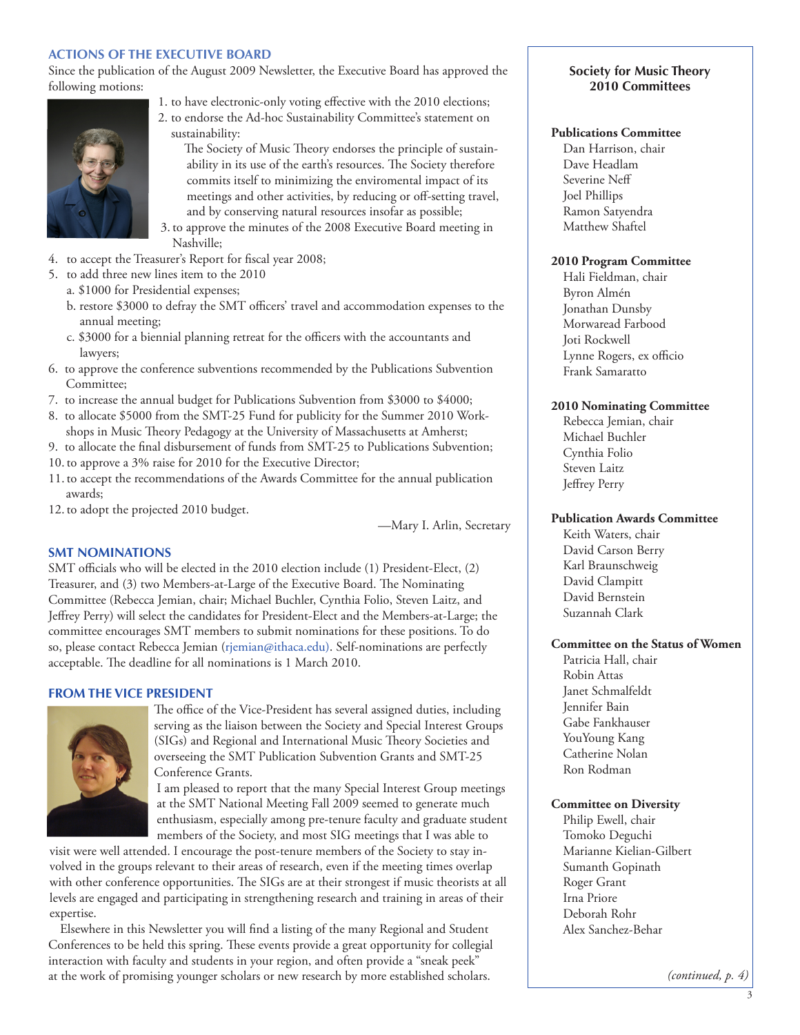## ACTIONS OF THE EXECUTIVE BOARD

Since the publication of the August 2009 Newsletter, the Executive Board has approved the following motions:

1. to have electronic-only voting effective with the 2010 elections;
2. to endorse the Ad-hoc Sustainability Committee's statement on sustainability:

   The Society of Music Theory endorses the principle of sustainability in its use of the earth's resources. The Society therefore commits itself to minimizing the enviromental impact of its meetings and other activities, by reducing or off-setting travel, and by conserving natural resources insofar as possible;

3. to approve the minutes of the 2008 Executive Board meeting in Nashville;
4. to accept the Treasurer's Report for fiscal year 2008;
5. to add three new lines item to the 2010
   a. $1000 for Presidential expenses;
   b. restore $3000 to defray the SMT officers' travel and accommodation expenses to the annual meeting;
   c. $3000 for a biennial planning retreat for the officers with the accountants and lawyers;
6. to approve the conference subventions recommended by the Publications Subvention Committee;
7. to increase the annual budget for Publications Subvention from $3000 to $4000;
8. to allocate $5000 from the SMT-25 Fund for publicity for the Summer 2010 Workshops in Music Theory Pedagogy at the University of Massachusetts at Amherst;
9. to allocate the final disbursement of funds from SMT-25 to Publications Subvention;
10. to approve a 3% raise for 2010 for the Executive Director;
11. to accept the recommendations of the Awards Committee for the annual publication awards;
12. to adopt the projected 2010 budget.

—Mary I. Arlin, Secretary

## SMT NOMINATIONS

SMT officials who will be elected in the 2010 election include (1) President-Elect, (2) Treasurer, and (3) two Members-at-Large of the Executive Board. The Nominating Committee (Rebecca Jemian, chair; Michael Buchler, Cynthia Folio, Steven Laitz, and Jeffrey Perry) will select the candidates for President-Elect and the Members-at-Large; the committee encourages SMT members to submit nominations for these positions. To do so, please contact Rebecca Jemian (rjemian@ithaca.edu). Self-nominations are perfectly acceptable. The deadline for all nominations is 1 March 2010.

## FROM THE VICE PRESIDENT

The office of the Vice-President has several assigned duties, including serving as the liaison between the Society and Special Interest Groups (SIGs) and Regional and International Music Theory Societies and overseeing the SMT Publication Subvention Grants and SMT-25 Conference Grants.

I am pleased to report that the many Special Interest Group meetings at the SMT National Meeting Fall 2009 seemed to generate much enthusiasm, especially among pre-tenure faculty and graduate student members of the Society, and most SIG meetings that I was able to visit were well attended. I encourage the post-tenure members of the Society to stay involved in the groups relevant to their areas of research, even if the meeting times overlap with other conference opportunities. The SIGs are at their strongest if music theorists at all levels are engaged and participating in strengthening research and training in areas of their expertise.

Elsewhere in this Newsletter you will find a listing of the many Regional and Student Conferences to be held this spring. These events provide a great opportunity for collegial interaction with faculty and students in your region, and often provide a "sneak peek" at the work of promising younger scholars or new research by more established scholars.

---

**Society for Music Theory**
**2010 Committees**

**Publications Committee**
Dan Harrison, chair
Dave Headlam
Severine Neff
Joel Phillips
Ramon Satyendra
Matthew Shaftel

**2010 Program Committee**
Hali Fieldman, chair
Byron Almén
Jonathan Dunsby
Morwaread Farbood
Joti Rockwell
Lynne Rogers, ex officio
Frank Samaratto

**2010 Nominating Committee**
Rebecca Jemian, chair
Michael Buchler
Cynthia Folio
Steven Laitz
Jeffrey Perry

**Publication Awards Committee**
Keith Waters, chair
David Carson Berry
Karl Braunschweig
David Clampitt
David Bernstein
Suzannah Clark

**Committee on the Status of Women**
Patricia Hall, chair
Robin Attas
Janet Schmalfeldt
Jennifer Bain
Gabe Fankhauser
YouYoung Kang
Catherine Nolan
Ron Rodman

**Committee on Diversity**
Philip Ewell, chair
Tomoko Deguchi
Marianne Kielian-Gilbert
Sumanth Gopinath
Roger Grant
Irna Priore
Deborah Rohr
Alex Sanchez-Behar

*(continued, p. 4)*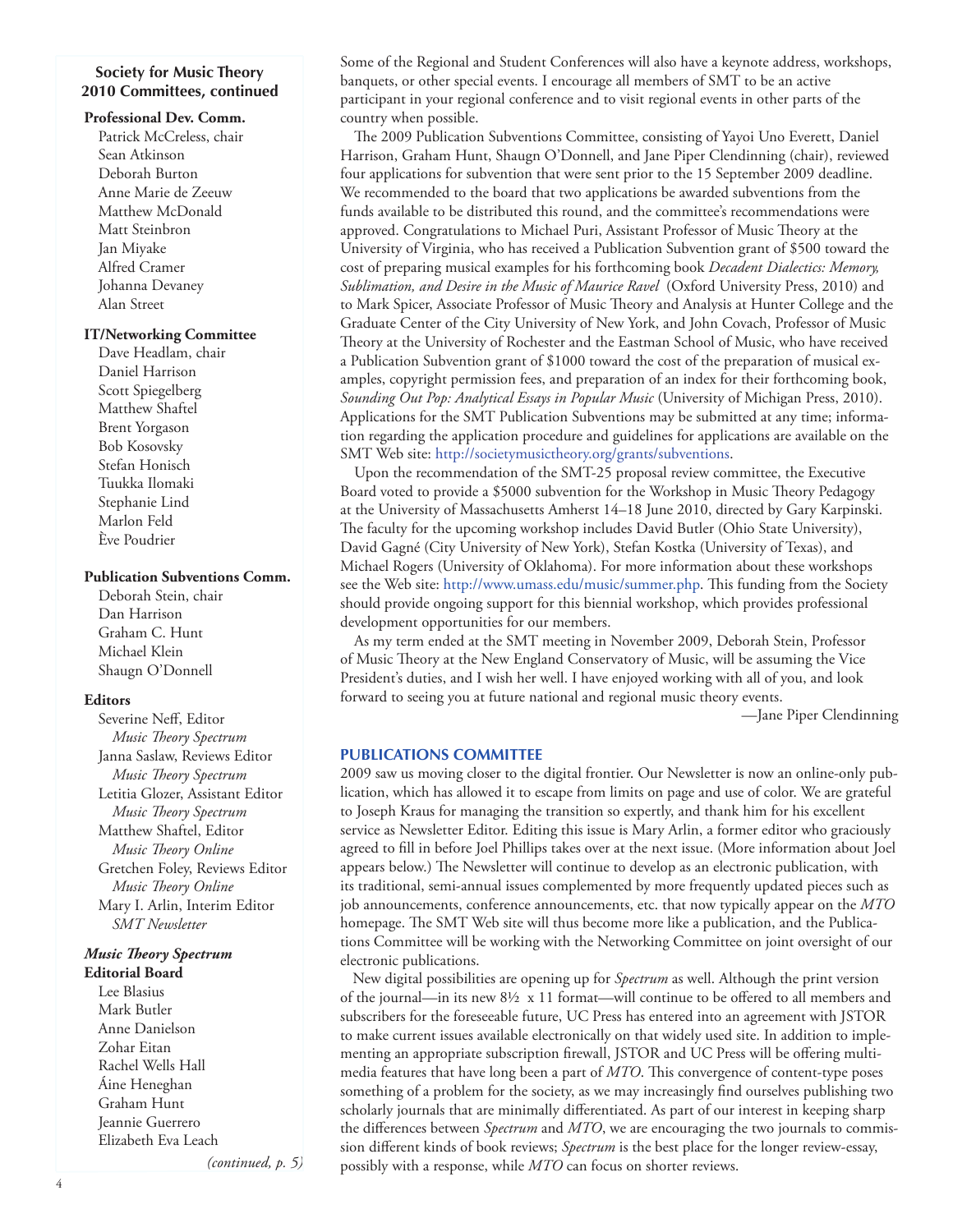## Society for Music Theory 2010 Committees, continued

**Professional Dev. Comm.**
Patrick McCreless, chair
Sean Atkinson
Deborah Burton
Anne Marie de Zeeuw
Matthew McDonald
Matt Steinbron
Jan Miyake
Alfred Cramer
Johanna Devaney
Alan Street

**IT/Networking Committee**
Dave Headlam, chair
Daniel Harrison
Scott Spiegelberg
Matthew Shaftel
Brent Yorgason
Bob Kosovsky
Stefan Honisch
Tuukka Ilomaki
Stephanie Lind
Marlon Feld
Ève Poudrier

**Publication Subventions Comm.**
Deborah Stein, chair
Dan Harrison
Graham C. Hunt
Michael Klein
Shaugn O'Donnell

**Editors**
Severine Neff, Editor
*Music Theory Spectrum*
Janna Saslaw, Reviews Editor
*Music Theory Spectrum*
Letitia Glozer, Assistant Editor
*Music Theory Spectrum*
Matthew Shaftel, Editor
*Music Theory Online*
Gretchen Foley, Reviews Editor
*Music Theory Online*
Mary I. Arlin, Interim Editor
*SMT Newsletter*

***Music Theory Spectrum* Editorial Board**
Lee Blasius
Mark Butler
Anne Danielson
Zohar Eitan
Rachel Wells Hall
Áine Heneghan
Graham Hunt
Jeannie Guerrero
Elizabeth Eva Leach

*(continued, p. 5)*

Some of the Regional and Student Conferences will also have a keynote address, workshops, banquets, or other special events. I encourage all members of SMT to be an active participant in your regional conference and to visit regional events in other parts of the country when possible.

The 2009 Publication Subventions Committee, consisting of Yayoi Uno Everett, Daniel Harrison, Graham Hunt, Shaugn O'Donnell, and Jane Piper Clendinning (chair), reviewed four applications for subvention that were sent prior to the 15 September 2009 deadline. We recommended to the board that two applications be awarded subventions from the funds available to be distributed this round, and the committee's recommendations were approved. Congratulations to Michael Puri, Assistant Professor of Music Theory at the University of Virginia, who has received a Publication Subvention grant of $500 toward the cost of preparing musical examples for his forthcoming book *Decadent Dialectics: Memory, Sublimation, and Desire in the Music of Maurice Ravel* (Oxford University Press, 2010) and to Mark Spicer, Associate Professor of Music Theory and Analysis at Hunter College and the Graduate Center of the City University of New York, and John Covach, Professor of Music Theory at the University of Rochester and the Eastman School of Music, who have received a Publication Subvention grant of $1000 toward the cost of the preparation of musical examples, copyright permission fees, and preparation of an index for their forthcoming book, *Sounding Out Pop: Analytical Essays in Popular Music* (University of Michigan Press, 2010). Applications for the SMT Publication Subventions may be submitted at any time; information regarding the application procedure and guidelines for applications are available on the SMT Web site: http://societymusictheory.org/grants/subventions.

Upon the recommendation of the SMT-25 proposal review committee, the Executive Board voted to provide a $5000 subvention for the Workshop in Music Theory Pedagogy at the University of Massachusetts Amherst 14–18 June 2010, directed by Gary Karpinski. The faculty for the upcoming workshop includes David Butler (Ohio State University), David Gagné (City University of New York), Stefan Kostka (University of Texas), and Michael Rogers (University of Oklahoma). For more information about these workshops see the Web site: http://www.umass.edu/music/summer.php. This funding from the Society should provide ongoing support for this biennial workshop, which provides professional development opportunities for our members.

As my term ended at the SMT meeting in November 2009, Deborah Stein, Professor of Music Theory at the New England Conservatory of Music, will be assuming the Vice President's duties, and I wish her well. I have enjoyed working with all of you, and look forward to seeing you at future national and regional music theory events.

—Jane Piper Clendinning

### PUBLICATIONS COMMITTEE

2009 saw us moving closer to the digital frontier. Our Newsletter is now an online-only publication, which has allowed it to escape from limits on page and use of color. We are grateful to Joseph Kraus for managing the transition so expertly, and thank him for his excellent service as Newsletter Editor. Editing this issue is Mary Arlin, a former editor who graciously agreed to fill in before Joel Phillips takes over at the next issue. (More information about Joel appears below.) The Newsletter will continue to develop as an electronic publication, with its traditional, semi-annual issues complemented by more frequently updated pieces such as job announcements, conference announcements, etc. that now typically appear on the *MTO* homepage. The SMT Web site will thus become more like a publication, and the Publications Committee will be working with the Networking Committee on joint oversight of our electronic publications.

New digital possibilities are opening up for *Spectrum* as well. Although the print version of the journal—in its new 8½ x 11 format—will continue to be offered to all members and subscribers for the foreseeable future, UC Press has entered into an agreement with JSTOR to make current issues available electronically on that widely used site. In addition to implementing an appropriate subscription firewall, JSTOR and UC Press will be offering multimedia features that have long been a part of *MTO*. This convergence of content-type poses something of a problem for the society, as we may increasingly find ourselves publishing two scholarly journals that are minimally differentiated. As part of our interest in keeping sharp the differences between *Spectrum* and *MTO*, we are encouraging the two journals to commission different kinds of book reviews; *Spectrum* is the best place for the longer review-essay, possibly with a response, while *MTO* can focus on shorter reviews.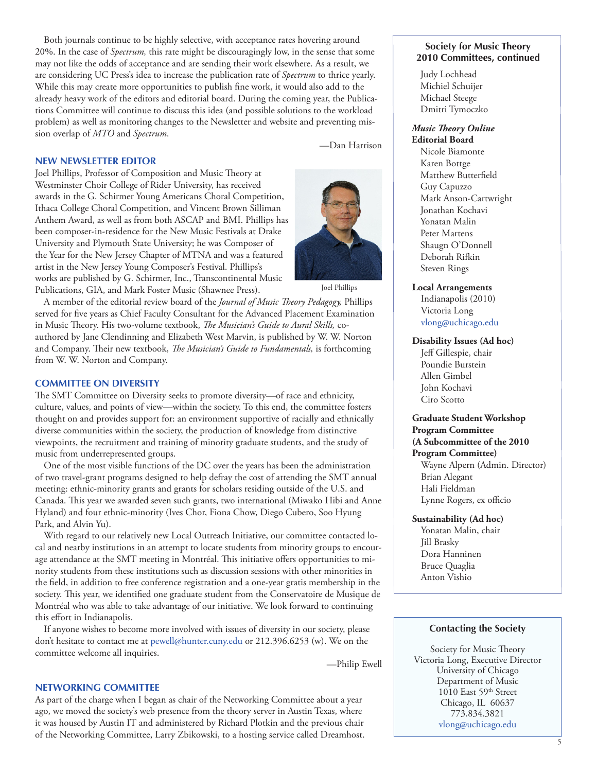Both journals continue to be highly selective, with acceptance rates hovering around 20%. In the case of *Spectrum,* this rate might be discouragingly low, in the sense that some may not like the odds of acceptance and are sending their work elsewhere. As a result, we are considering UC Press's idea to increase the publication rate of *Spectrum* to thrice yearly. While this may create more opportunities to publish fine work, it would also add to the already heavy work of the editors and editorial board. During the coming year, the Publications Committee will continue to discuss this idea (and possible solutions to the workload problem) as well as monitoring changes to the Newsletter and website and preventing mission overlap of *MTO* and *Spectrum*.

—Dan Harrison

## NEW NEWSLETTER EDITOR

Joel Phillips, Professor of Composition and Music Theory at Westminster Choir College of Rider University, has received awards in the G. Schirmer Young Americans Choral Competition, Ithaca College Choral Competition, and Vincent Brown Silliman Anthem Award, as well as from both ASCAP and BMI. Phillips has been composer-in-residence for the New Music Festivals at Drake University and Plymouth State University; he was Composer of the Year for the New Jersey Chapter of MTNA and was a featured artist in the New Jersey Young Composer's Festival. Phillips's works are published by G. Schirmer, Inc., Transcontinental Music Publications, GIA, and Mark Foster Music (Shawnee Press).

Joel Phillips

A member of the editorial review board of the *Journal of Music Theory Pedagogy,* Phillips served for five years as Chief Faculty Consultant for the Advanced Placement Examination in Music Theory. His two-volume textbook, *The Musician's Guide to Aural Skills,* co-authored by Jane Clendinning and Elizabeth West Marvin, is published by W. W. Norton and Company. Their new textbook, *The Musician's Guide to Fundamentals,* is forthcoming from W. W. Norton and Company.

## COMMITTEE ON DIVERSITY

The SMT Committee on Diversity seeks to promote diversity—of race and ethnicity, culture, values, and points of view—within the society. To this end, the committee fosters thought on and provides support for: an environment supportive of racially and ethnically diverse communities within the society, the production of knowledge from distinctive viewpoints, the recruitment and training of minority graduate students, and the study of music from underrepresented groups.

One of the most visible functions of the DC over the years has been the administration of two travel-grant programs designed to help defray the cost of attending the SMT annual meeting: ethnic-minority grants and grants for scholars residing outside of the U.S. and Canada. This year we awarded seven such grants, two international (Miwako Hibi and Anne Hyland) and four ethnic-minority (Ives Chor, Fiona Chow, Diego Cubero, Soo Hyung Park, and Alvin Yu).

With regard to our relatively new Local Outreach Initiative, our committee contacted local and nearby institutions in an attempt to locate students from minority groups to encourage attendance at the SMT meeting in Montréal. This initiative offers opportunities to minority students from these institutions such as discussion sessions with other minorities in the field, in addition to free conference registration and a one-year gratis membership in the society. This year, we identified one graduate student from the Conservatoire de Musique de Montréal who was able to take advantage of our initiative. We look forward to continuing this effort in Indianapolis.

If anyone wishes to become more involved with issues of diversity in our society, please don't hesitate to contact me at pewell@hunter.cuny.edu or 212.396.6253 (w). We on the committee welcome all inquiries.

—Philip Ewell

## NETWORKING COMMITTEE

As part of the charge when I began as chair of the Networking Committee about a year ago, we moved the society's web presence from the theory server in Austin Texas, where it was housed by Austin IT and administered by Richard Plotkin and the previous chair of the Networking Committee, Larry Zbikowski, to a hosting service called Dreamhost.

---

**Society for Music Theory 2010 Committees, continued**

Judy Lochhead
Michiel Schuijer
Michael Steege
Dmitri Tymoczko

***Music Theory Online* Editorial Board**
Nicole Biamonte
Karen Bottge
Matthew Butterfield
Guy Capuzzo
Mark Anson-Cartwright
Jonathan Kochavi
Yonatan Malin
Peter Martens
Shaugn O'Donnell
Deborah Rifkin
Steven Rings

**Local Arrangements**
Indianapolis (2010)
Victoria Long
vlong@uchicago.edu

**Disability Issues (Ad hoc)**
Jeff Gillespie, chair
Poundie Burstein
Allen Gimbel
John Kochavi
Ciro Scotto

**Graduate Student Workshop Program Committee (A Subcommittee of the 2010 Program Committee)**
Wayne Alpern (Admin. Director)
Brian Alegant
Hali Fieldman
Lynne Rogers, ex officio

**Sustainability (Ad hoc)**
Yonatan Malin, chair
Jill Brasky
Dora Hanninen
Bruce Quaglia
Anton Vishio

---

**Contacting the Society**

Society for Music Theory
Victoria Long, Executive Director
University of Chicago
Department of Music
1010 East 59th Street
Chicago, IL 60637
773.834.3821
vlong@uchicago.edu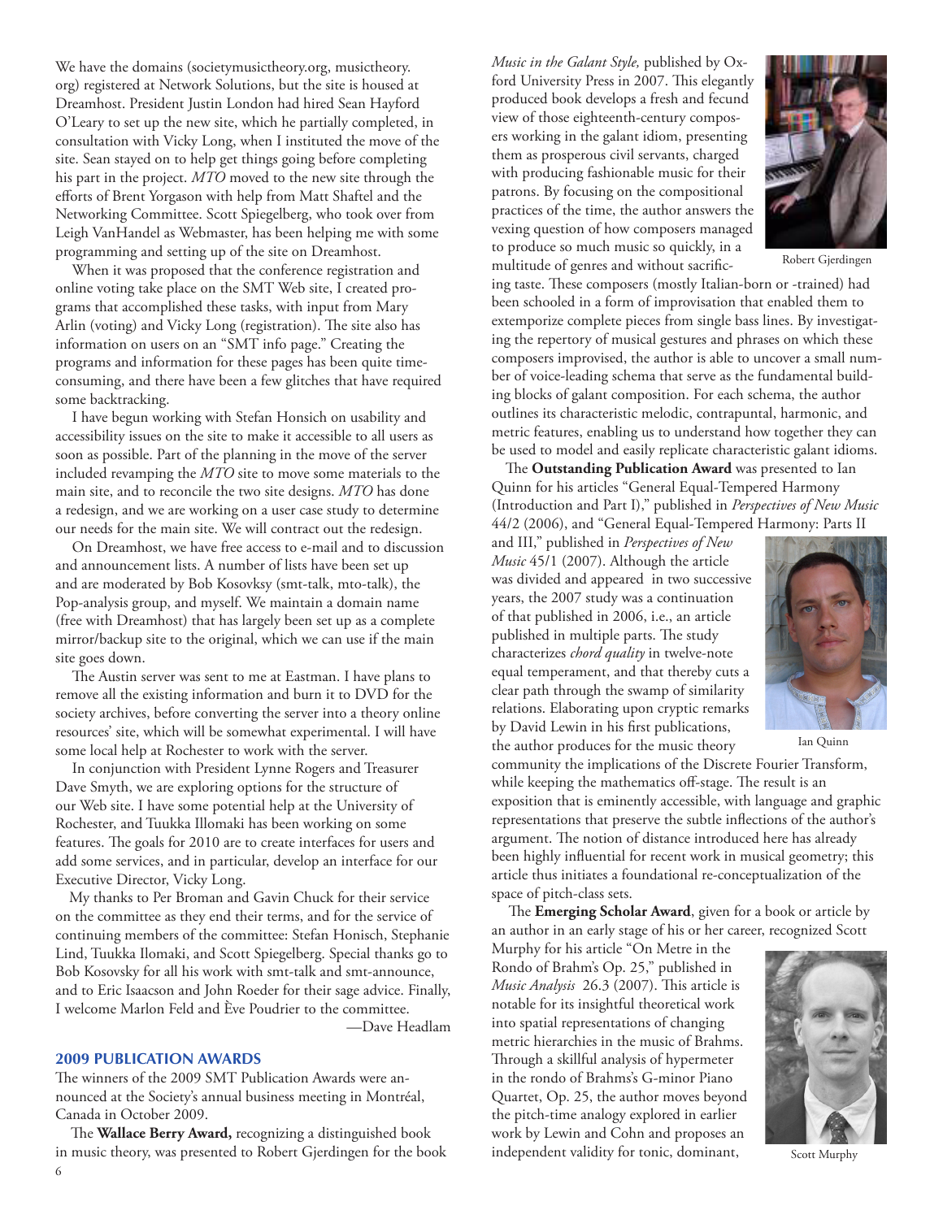We have the domains (societymusictheory.org, musictheory.org) registered at Network Solutions, but the site is housed at Dreamhost. President Justin London had hired Sean Hayford O'Leary to set up the new site, which he partially completed, in consultation with Vicky Long, when I instituted the move of the site. Sean stayed on to help get things going before completing his part in the project. *MTO* moved to the new site through the efforts of Brent Yorgason with help from Matt Shaftel and the Networking Committee. Scott Spiegelberg, who took over from Leigh VanHandel as Webmaster, has been helping me with some programming and setting up of the site on Dreamhost.

When it was proposed that the conference registration and online voting take place on the SMT Web site, I created programs that accomplished these tasks, with input from Mary Arlin (voting) and Vicky Long (registration). The site also has information on users on an "SMT info page." Creating the programs and information for these pages has been quite time-consuming, and there have been a few glitches that have required some backtracking.

I have begun working with Stefan Honsich on usability and accessibility issues on the site to make it accessible to all users as soon as possible. Part of the planning in the move of the server included revamping the *MTO* site to move some materials to the main site, and to reconcile the two site designs. *MTO* has done a redesign, and we are working on a user case study to determine our needs for the main site. We will contract out the redesign.

On Dreamhost, we have free access to e-mail and to discussion and announcement lists. A number of lists have been set up and are moderated by Bob Kosovksy (smt-talk, mto-talk), the Pop-analysis group, and myself. We maintain a domain name (free with Dreamhost) that has largely been set up as a complete mirror/backup site to the original, which we can use if the main site goes down.

The Austin server was sent to me at Eastman. I have plans to remove all the existing information and burn it to DVD for the society archives, before converting the server into a theory online resources' site, which will be somewhat experimental. I will have some local help at Rochester to work with the server.

In conjunction with President Lynne Rogers and Treasurer Dave Smyth, we are exploring options for the structure of our Web site. I have some potential help at the University of Rochester, and Tuukka Illomaki has been working on some features. The goals for 2010 are to create interfaces for users and add some services, and in particular, develop an interface for our Executive Director, Vicky Long.

My thanks to Per Broman and Gavin Chuck for their service on the committee as they end their terms, and for the service of continuing members of the committee: Stefan Honisch, Stephanie Lind, Tuukka Ilomaki, and Scott Spiegelberg. Special thanks go to Bob Kosovsky for all his work with smt-talk and smt-announce, and to Eric Isaacson and John Roeder for their sage advice. Finally, I welcome Marlon Feld and Ève Poudrier to the committee.

—Dave Headlam

## 2009 PUBLICATION AWARDS

The winners of the 2009 SMT Publication Awards were announced at the Society's annual business meeting in Montréal, Canada in October 2009.

The **Wallace Berry Award,** recognizing a distinguished book in music theory, was presented to Robert Gjerdingen for the book *Music in the Galant Style,* published by Oxford University Press in 2007. This elegantly produced book develops a fresh and fecund view of those eighteenth-century composers working in the galant idiom, presenting them as prosperous civil servants, charged with producing fashionable music for their patrons. By focusing on the compositional practices of the time, the author answers the vexing question of how composers managed to produce so much music so quickly, in a multitude of genres and without sacrificing taste. These composers (mostly Italian-born or -trained) had been schooled in a form of improvisation that enabled them to extemporize complete pieces from single bass lines. By investigating the repertory of musical gestures and phrases on which these composers improvised, the author is able to uncover a small number of voice-leading schema that serve as the fundamental building blocks of galant composition. For each schema, the author outlines its characteristic melodic, contrapuntal, harmonic, and metric features, enabling us to understand how together they can be used to model and easily replicate characteristic galant idioms.

Robert Gjerdingen

The **Outstanding Publication Award** was presented to Ian Quinn for his articles "General Equal-Tempered Harmony (Introduction and Part I)," published in *Perspectives of New Music* 44/2 (2006), and "General Equal-Tempered Harmony: Parts II and III," published in *Perspectives of New Music* 45/1 (2007). Although the article was divided and appeared in two successive years, the 2007 study was a continuation of that published in 2006, i.e., an article published in multiple parts. The study characterizes *chord quality* in twelve-note equal temperament, and that thereby cuts a clear path through the swamp of similarity relations. Elaborating upon cryptic remarks by David Lewin in his first publications, the author produces for the music theory community the implications of the Discrete Fourier Transform, while keeping the mathematics off-stage. The result is an exposition that is eminently accessible, with language and graphic representations that preserve the subtle inflections of the author's argument. The notion of distance introduced here has already been highly influential for recent work in musical geometry; this article thus initiates a foundational re-conceptualization of the space of pitch-class sets.

Ian Quinn

The **Emerging Scholar Award**, given for a book or article by an author in an early stage of his or her career, recognized Scott Murphy for his article "On Metre in the Rondo of Brahm's Op. 25," published in *Music Analysis* 26.3 (2007). This article is notable for its insightful theoretical work into spatial representations of changing metric hierarchies in the music of Brahms. Through a skillful analysis of hypermeter in the rondo of Brahms's G-minor Piano Quartet, Op. 25, the author moves beyond the pitch-time analogy explored in earlier work by Lewin and Cohn and proposes an independent validity for tonic, dominant,

Scott Murphy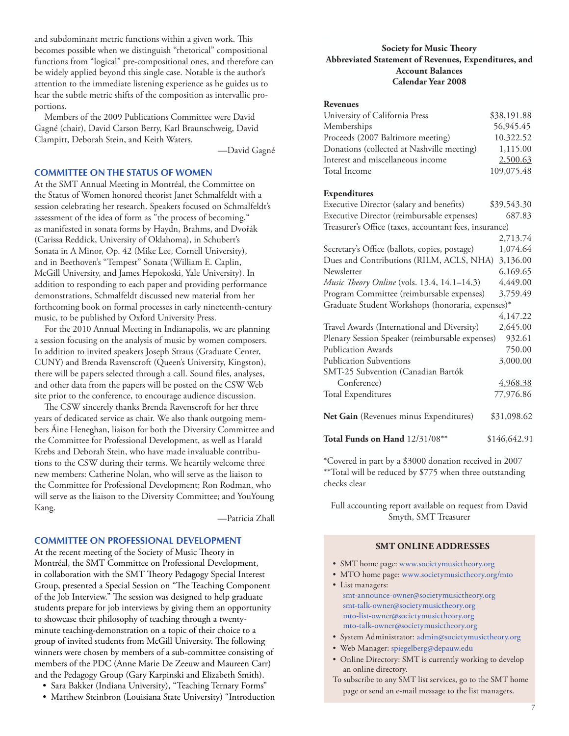and subdominant metric functions within a given work. This becomes possible when we distinguish "rhetorical" compositional functions from "logical" pre-compositional ones, and therefore can be widely applied beyond this single case. Notable is the author's attention to the immediate listening experience as he guides us to hear the subtle metric shifts of the composition as intervallic proportions.

Members of the 2009 Publications Committee were David Gagné (chair), David Carson Berry, Karl Braunschweig, David Clampitt, Deborah Stein, and Keith Waters.

—David Gagné

## COMMITTEE ON THE STATUS OF WOMEN

At the SMT Annual Meeting in Montréal, the Committee on the Status of Women honored theorist Janet Schmalfeldt with a session celebrating her research. Speakers focused on Schmalfeldt's assessment of the idea of form as "the process of becoming," as manifested in sonata forms by Haydn, Brahms, and Dvořák (Carissa Reddick, University of Oklahoma), in Schubert's Sonata in A Minor, Op. 42 (Mike Lee, Cornell University), and in Beethoven's "Tempest" Sonata (William E. Caplin, McGill University, and James Hepokoski, Yale University). In addition to responding to each paper and providing performance demonstrations, Schmalfeldt discussed new material from her forthcoming book on formal processes in early nineteenth-century music, to be published by Oxford University Press.

For the 2010 Annual Meeting in Indianapolis, we are planning a session focusing on the analysis of music by women composers. In addition to invited speakers Joseph Straus (Graduate Center, CUNY) and Brenda Ravenscroft (Queen's University, Kingston), there will be papers selected through a call. Sound files, analyses, and other data from the papers will be posted on the CSW Web site prior to the conference, to encourage audience discussion.

The CSW sincerely thanks Brenda Ravenscroft for her three years of dedicated service as chair. We also thank outgoing members Áine Heneghan, liaison for both the Diversity Committee and the Committee for Professional Development, as well as Harald Krebs and Deborah Stein, who have made invaluable contributions to the CSW during their terms. We heartily welcome three new members: Catherine Nolan, who will serve as the liaison to the Committee for Professional Development; Ron Rodman, who will serve as the liaison to the Diversity Committee; and YouYoung Kang.

—Patricia Zhall

## COMMITTEE ON PROFESSIONAL DEVELOPMENT

At the recent meeting of the Society of Music Theory in Montréal, the SMT Committee on Professional Development, in collaboration with the SMT Theory Pedagogy Special Interest Group, presented a Special Session on "The Teaching Component of the Job Interview." The session was designed to help graduate students prepare for job interviews by giving them an opportunity to showcase their philosophy of teaching through a twenty-minute teaching-demonstration on a topic of their choice to a group of invited students from McGill University. The following winners were chosen by members of a sub-committee consisting of members of the PDC (Anne Marie De Zeeuw and Maureen Carr) and the Pedagogy Group (Gary Karpinski and Elizabeth Smith).

- Sara Bakker (Indiana University), "Teaching Ternary Forms"
- Matthew Steinbron (Louisiana State University) "Introduction

**Society for Music Theory**
**Abbreviated Statement of Revenues, Expenditures, and Account Balances**
**Calendar Year 2008**

| **Revenues** | |
|---|---|
| University of California Press | $38,191.88 |
| Memberships | 56,945.45 |
| Proceeds (2007 Baltimore meeting) | 10,322.52 |
| Donations (collected at Nashville meeting) | 1,115.00 |
| Interest and miscellaneous income | 2,500.63 |
| Total Income | 109,075.48 |
| **Expenditures** | |
| Executive Director (salary and benefits) | $39,543.30 |
| Executive Director (reimbursable expenses) | 687.83 |
| Treasurer's Office (taxes, accountant fees, insurance) | 2,713.74 |
| Secretary's Office (ballots, copies, postage) | 1,074.64 |
| Dues and Contributions (RILM, ACLS, NHA) | 3,136.00 |
| Newsletter | 6,169.65 |
| *Music Theory Online* (vols. 13.4, 14.1–14.3) | 4,449.00 |
| Program Committee (reimbursable expenses) | 3,759.49 |
| Graduate Student Workshops (honoraria, expenses)* | 4,147.22 |
| Travel Awards (International and Diversity) | 2,645.00 |
| Plenary Session Speaker (reimbursable expenses) | 932.61 |
| Publication Awards | 750.00 |
| Publication Subventions | 3,000.00 |
| SMT-25 Subvention (Canadian Bartók Conference) | 4,968.38 |
| Total Expenditures | 77,976.86 |
| **Net Gain** (Revenues minus Expenditures) | $31,098.62 |
| **Total Funds on Hand** 12/31/08** | $146,642.91 |

*Covered in part by a $3000 donation received in 2007
**Total will be reduced by $775 when three outstanding checks clear

Full accounting report available on request from David Smyth, SMT Treasurer

### SMT ONLINE ADDRESSES

- SMT home page: www.societymusictheory.org
- MTO home page: www.societymusictheory.org/mto
- List managers:
  smt-announce-owner@societymusictheory.org
  smt-talk-owner@societymusictheory.org
  mto-list-owner@societymusictheory.org
  mto-talk-owner@societymusictheory.org
- System Administrator: admin@societymusictheory.org
- Web Manager: spiegelberg@depauw.edu
- Online Directory: SMT is currently working to develop an online directory.

To subscribe to any SMT list services, go to the SMT home page or send an e-mail message to the list managers.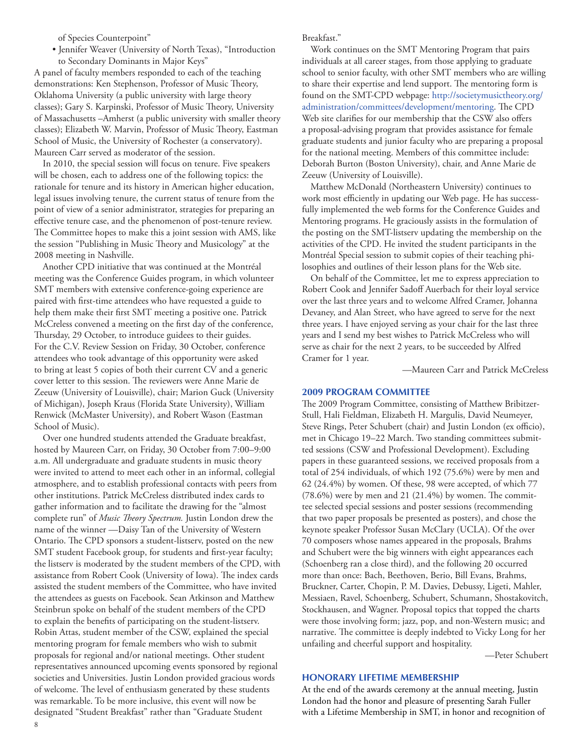of Species Counterpoint"

- Jennifer Weaver (University of North Texas), "Introduction to Secondary Dominants in Major Keys"

A panel of faculty members responded to each of the teaching demonstrations: Ken Stephenson, Professor of Music Theory, Oklahoma University (a public university with large theory classes); Gary S. Karpinski, Professor of Music Theory, University of Massachusetts –Amherst (a public university with smaller theory classes); Elizabeth W. Marvin, Professor of Music Theory, Eastman School of Music, the University of Rochester (a conservatory). Maureen Carr served as moderator of the session.

In 2010, the special session will focus on tenure. Five speakers will be chosen, each to address one of the following topics: the rationale for tenure and its history in American higher education, legal issues involving tenure, the current status of tenure from the point of view of a senior administrator, strategies for preparing an effective tenure case, and the phenomenon of post-tenure review. The Committee hopes to make this a joint session with AMS, like the session "Publishing in Music Theory and Musicology" at the 2008 meeting in Nashville.

Another CPD initiative that was continued at the Montréal meeting was the Conference Guides program, in which volunteer SMT members with extensive conference-going experience are paired with first-time attendees who have requested a guide to help them make their first SMT meeting a positive one. Patrick McCreless convened a meeting on the first day of the conference, Thursday, 29 October, to introduce guidees to their guides. For the C.V. Review Session on Friday, 30 October, conference attendees who took advantage of this opportunity were asked to bring at least 5 copies of both their current CV and a generic cover letter to this session. The reviewers were Anne Marie de Zeeuw (University of Louisville), chair; Marion Guck (University of Michigan), Joseph Kraus (Florida State University), William Renwick (McMaster University), and Robert Wason (Eastman School of Music).

Over one hundred students attended the Graduate breakfast, hosted by Maureen Carr, on Friday, 30 October from 7:00–9:00 a.m. All undergraduate and graduate students in music theory were invited to attend to meet each other in an informal, collegial atmosphere, and to establish professional contacts with peers from other institutions. Patrick McCreless distributed index cards to gather information and to facilitate the drawing for the "almost complete run" of *Music Theory Spectrum.* Justin London drew the name of the winner —Daisy Tan of the University of Western Ontario. The CPD sponsors a student-listserv, posted on the new SMT student Facebook group, for students and first-year faculty; the listserv is moderated by the student members of the CPD, with assistance from Robert Cook (University of Iowa). The index cards assisted the student members of the Committee, who have invited the attendees as guests on Facebook. Sean Atkinson and Matthew Steinbrun spoke on behalf of the student members of the CPD to explain the benefits of participating on the student-listserv. Robin Attas, student member of the CSW, explained the special mentoring program for female members who wish to submit proposals for regional and/or national meetings. Other student representatives announced upcoming events sponsored by regional societies and Universities. Justin London provided gracious words of welcome. The level of enthusiasm generated by these students was remarkable. To be more inclusive, this event will now be designated "Student Breakfast" rather than "Graduate Student Breakfast."

Work continues on the SMT Mentoring Program that pairs individuals at all career stages, from those applying to graduate school to senior faculty, with other SMT members who are willing to share their expertise and lend support. The mentoring form is found on the SMT-CPD webpage: http://societymusictheory.org/administration/committees/development/mentoring. The CPD Web site clarifies for our membership that the CSW also offers a proposal-advising program that provides assistance for female graduate students and junior faculty who are preparing a proposal for the national meeting. Members of this committee include: Deborah Burton (Boston University), chair, and Anne Marie de Zeeuw (University of Louisville).

Matthew McDonald (Northeastern University) continues to work most efficiently in updating our Web page. He has successfully implemented the web forms for the Conference Guides and Mentoring programs. He graciously assists in the formulation of the posting on the SMT-listserv updating the membership on the activities of the CPD. He invited the student participants in the Montréal Special session to submit copies of their teaching philosophies and outlines of their lesson plans for the Web site.

On behalf of the Committee, let me to express appreciation to Robert Cook and Jennifer Sadoff Auerbach for their loyal service over the last three years and to welcome Alfred Cramer, Johanna Devaney, and Alan Street, who have agreed to serve for the next three years. I have enjoyed serving as your chair for the last three years and I send my best wishes to Patrick McCreless who will serve as chair for the next 2 years, to be succeeded by Alfred Cramer for 1 year.

—Maureen Carr and Patrick McCreless

## 2009 PROGRAM COMMITTEE

The 2009 Program Committee, consisting of Matthew Bribitzer-Stull, Hali Fieldman, Elizabeth H. Margulis, David Neumeyer, Steve Rings, Peter Schubert (chair) and Justin London (ex officio), met in Chicago 19–22 March. Two standing committees submitted sessions (CSW and Professional Development). Excluding papers in these guaranteed sessions, we received proposals from a total of 254 individuals, of which 192 (75.6%) were by men and 62 (24.4%) by women. Of these, 98 were accepted, of which 77 (78.6%) were by men and 21 (21.4%) by women. The committee selected special sessions and poster sessions (recommending that two paper proposals be presented as posters), and chose the keynote speaker Professor Susan McClary (UCLA). Of the over 70 composers whose names appeared in the proposals, Brahms and Schubert were the big winners with eight appearances each (Schoenberg ran a close third), and the following 20 occurred more than once: Bach, Beethoven, Berio, Bill Evans, Brahms, Bruckner, Carter, Chopin, P. M. Davies, Debussy, Ligeti, Mahler, Messiaen, Ravel, Schoenberg, Schubert, Schumann, Shostakovitch, Stockhausen, and Wagner. Proposal topics that topped the charts were those involving form; jazz, pop, and non-Western music; and narrative. The committee is deeply indebted to Vicky Long for her unfailing and cheerful support and hospitality.

—Peter Schubert

## HONORARY LIFETIME MEMBERSHIP

At the end of the awards ceremony at the annual meeting, Justin London had the honor and pleasure of presenting Sarah Fuller with a Lifetime Membership in SMT, in honor and recognition of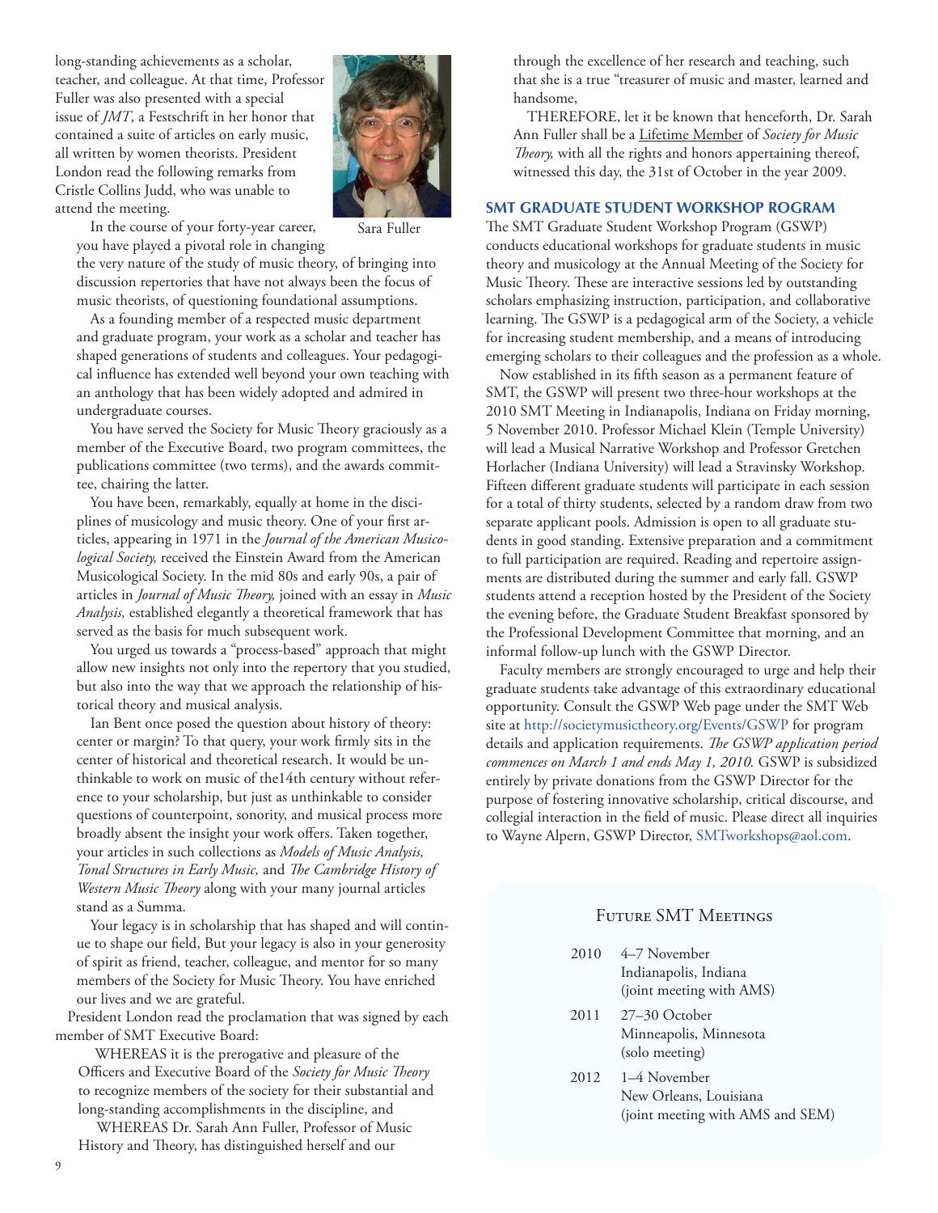long-standing achievements as a scholar, teacher, and colleague. At that time, Professor Fuller was also presented with a special issue of *JMT*, a Festschrift in her honor that contained a suite of articles on early music, all written by women theorists. President London read the following remarks from Cristle Collins Judd, who was unable to attend the meeting.

Sara Fuller

In the course of your forty-year career, you have played a pivotal role in changing the very nature of the study of music theory, of bringing into discussion repertories that have not always been the focus of music theorists, of questioning foundational assumptions.

As a founding member of a respected music department and graduate program, your work as a scholar and teacher has shaped generations of students and colleagues. Your pedagogical influence has extended well beyond your own teaching with an anthology that has been widely adopted and admired in undergraduate courses.

You have served the Society for Music Theory graciously as a member of the Executive Board, two program committees, the publications committee (two terms), and the awards committee, chairing the latter.

You have been, remarkably, equally at home in the disciplines of musicology and music theory. One of your first articles, appearing in 1971 in the *Journal of the American Musicological Society,* received the Einstein Award from the American Musicological Society. In the mid 80s and early 90s, a pair of articles in *Journal of Music Theory,* joined with an essay in *Music Analysis,* established elegantly a theoretical framework that has served as the basis for much subsequent work.

You urged us towards a "process-based" approach that might allow new insights not only into the repertory that you studied, but also into the way that we approach the relationship of historical theory and musical analysis.

Ian Bent once posed the question about history of theory: center or margin? To that query, your work firmly sits in the center of historical and theoretical research. It would be unthinkable to work on music of the14th century without reference to your scholarship, but just as unthinkable to consider questions of counterpoint, sonority, and musical process more broadly absent the insight your work offers. Taken together, your articles in such collections as *Models of Music Analysis, Tonal Structures in Early Music,* and *The Cambridge History of Western Music Theory* along with your many journal articles stand as a Summa.

Your legacy is in scholarship that has shaped and will continue to shape our field, But your legacy is also in your generosity of spirit as friend, teacher, colleague, and mentor for so many members of the Society for Music Theory. You have enriched our lives and we are grateful.

President London read the proclamation that was signed by each member of SMT Executive Board:

> WHEREAS it is the prerogative and pleasure of the Officers and Executive Board of the *Society for Music Theory* to recognize members of the society for their substantial and long-standing accomplishments in the discipline, and
>
> WHEREAS Dr. Sarah Ann Fuller, Professor of Music History and Theory, has distinguished herself and our through the excellence of her research and teaching, such that she is a true "treasurer of music and master, learned and handsome,
>
> THEREFORE, let it be known that henceforth, Dr. Sarah Ann Fuller shall be a Lifetime Member of *Society for Music Theory,* with all the rights and honors appertaining thereof, witnessed this day, the 31st of October in the year 2009.

## SMT GRADUATE STUDENT WORKSHOP ROGRAM

The SMT Graduate Student Workshop Program (GSWP) conducts educational workshops for graduate students in music theory and musicology at the Annual Meeting of the Society for Music Theory. These are interactive sessions led by outstanding scholars emphasizing instruction, participation, and collaborative learning. The GSWP is a pedagogical arm of the Society, a vehicle for increasing student membership, and a means of introducing emerging scholars to their colleagues and the profession as a whole.

Now established in its fifth season as a permanent feature of SMT, the GSWP will present two three-hour workshops at the 2010 SMT Meeting in Indianapolis, Indiana on Friday morning, 5 November 2010. Professor Michael Klein (Temple University) will lead a Musical Narrative Workshop and Professor Gretchen Horlacher (Indiana University) will lead a Stravinsky Workshop. Fifteen different graduate students will participate in each session for a total of thirty students, selected by a random draw from two separate applicant pools. Admission is open to all graduate students in good standing. Extensive preparation and a commitment to full participation are required. Reading and repertoire assignments are distributed during the summer and early fall. GSWP students attend a reception hosted by the President of the Society the evening before, the Graduate Student Breakfast sponsored by the Professional Development Committee that morning, and an informal follow-up lunch with the GSWP Director.

Faculty members are strongly encouraged to urge and help their graduate students take advantage of this extraordinary educational opportunity. Consult the GSWP Web page under the SMT Web site at http://societymusictheory.org/Events/GSWP for program details and application requirements. *The GSWP application period commences on March 1 and ends May 1, 2010.* GSWP is subsidized entirely by private donations from the GSWP Director for the purpose of fostering innovative scholarship, critical discourse, and collegial interaction in the field of music. Please direct all inquiries to Wayne Alpern, GSWP Director, SMTworkshops@aol.com.

### Future SMT Meetings

| | |
|---|---|
| 2010 | 4–7 November<br>Indianapolis, Indiana<br>(joint meeting with AMS) |
| 2011 | 27–30 October<br>Minneapolis, Minnesota<br>(solo meeting) |
| 2012 | 1–4 November<br>New Orleans, Louisiana<br>(joint meeting with AMS and SEM) |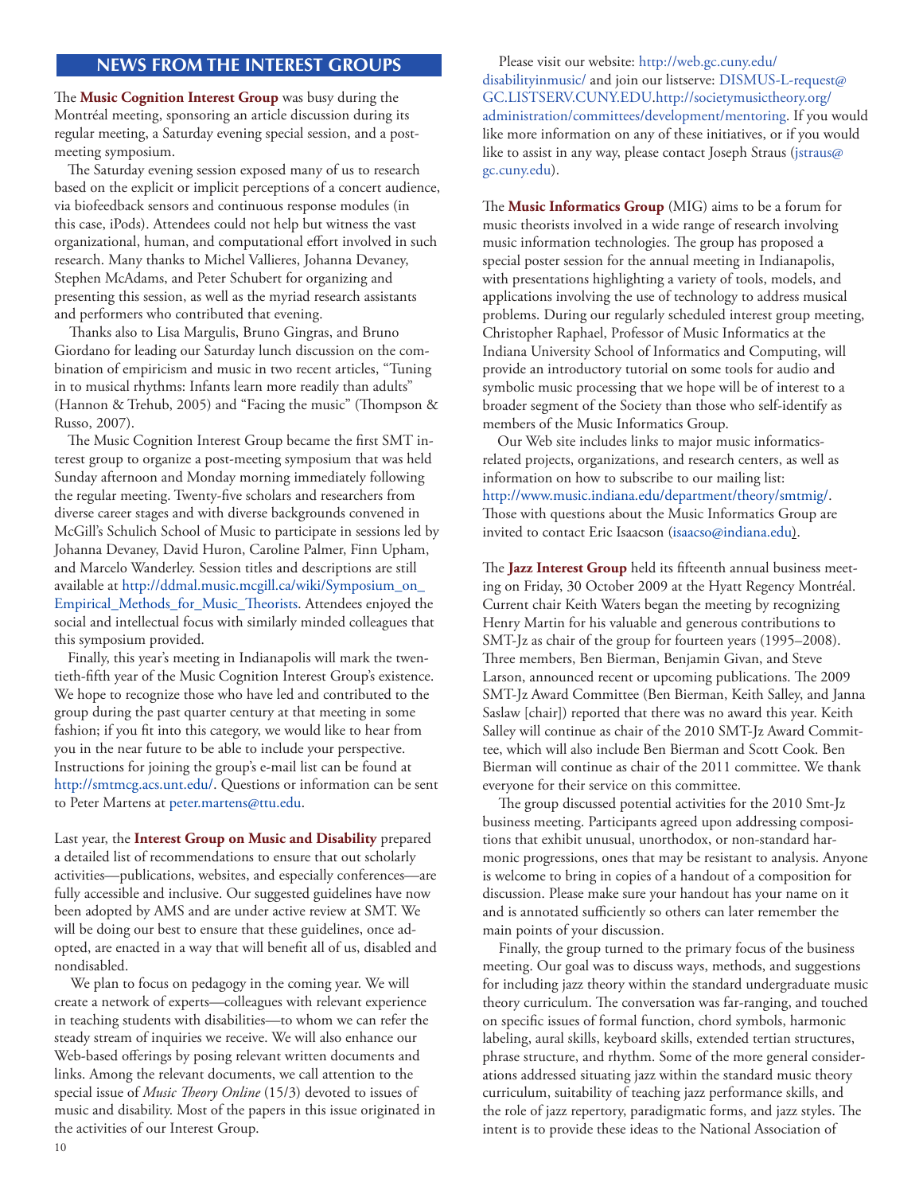## NEWS FROM THE INTEREST GROUPS

The **Music Cognition Interest Group** was busy during the Montréal meeting, sponsoring an article discussion during its regular meeting, a Saturday evening special session, and a post-meeting symposium.

The Saturday evening session exposed many of us to research based on the explicit or implicit perceptions of a concert audience, via biofeedback sensors and continuous response modules (in this case, iPods). Attendees could not help but witness the vast organizational, human, and computational effort involved in such research. Many thanks to Michel Vallieres, Johanna Devaney, Stephen McAdams, and Peter Schubert for organizing and presenting this session, as well as the myriad research assistants and performers who contributed that evening.

Thanks also to Lisa Margulis, Bruno Gingras, and Bruno Giordano for leading our Saturday lunch discussion on the combination of empiricism and music in two recent articles, "Tuning in to musical rhythms: Infants learn more readily than adults" (Hannon & Trehub, 2005) and "Facing the music" (Thompson & Russo, 2007).

The Music Cognition Interest Group became the first SMT interest group to organize a post-meeting symposium that was held Sunday afternoon and Monday morning immediately following the regular meeting. Twenty-five scholars and researchers from diverse career stages and with diverse backgrounds convened in McGill's Schulich School of Music to participate in sessions led by Johanna Devaney, David Huron, Caroline Palmer, Finn Upham, and Marcelo Wanderley. Session titles and descriptions are still available at http://ddmal.music.mcgill.ca/wiki/Symposium_on_Empirical_Methods_for_Music_Theorists. Attendees enjoyed the social and intellectual focus with similarly minded colleagues that this symposium provided.

Finally, this year's meeting in Indianapolis will mark the twentieth-fifth year of the Music Cognition Interest Group's existence. We hope to recognize those who have led and contributed to the group during the past quarter century at that meeting in some fashion; if you fit into this category, we would like to hear from you in the near future to be able to include your perspective. Instructions for joining the group's e-mail list can be found at http://smtmcg.acs.unt.edu/. Questions or information can be sent to Peter Martens at peter.martens@ttu.edu.

Last year, the **Interest Group on Music and Disability** prepared a detailed list of recommendations to ensure that out scholarly activities—publications, websites, and especially conferences—are fully accessible and inclusive. Our suggested guidelines have now been adopted by AMS and are under active review at SMT. We will be doing our best to ensure that these guidelines, once adopted, are enacted in a way that will benefit all of us, disabled and nondisabled.

We plan to focus on pedagogy in the coming year. We will create a network of experts—colleagues with relevant experience in teaching students with disabilities—to whom we can refer the steady stream of inquiries we receive. We will also enhance our Web-based offerings by posing relevant written documents and links. Among the relevant documents, we call attention to the special issue of *Music Theory Online* (15/3) devoted to issues of music and disability. Most of the papers in this issue originated in the activities of our Interest Group.

Please visit our website: http://web.gc.cuny.edu/disabilityinmusic/ and join our listserve: DISMUS-L-request@GC.LISTSERV.CUNY.EDU.http://societymusictheory.org/administration/committees/development/mentoring. If you would like more information on any of these initiatives, or if you would like to assist in any way, please contact Joseph Straus (jstraus@gc.cuny.edu).

The **Music Informatics Group** (MIG) aims to be a forum for music theorists involved in a wide range of research involving music information technologies. The group has proposed a special poster session for the annual meeting in Indianapolis, with presentations highlighting a variety of tools, models, and applications involving the use of technology to address musical problems. During our regularly scheduled interest group meeting, Christopher Raphael, Professor of Music Informatics at the Indiana University School of Informatics and Computing, will provide an introductory tutorial on some tools for audio and symbolic music processing that we hope will be of interest to a broader segment of the Society than those who self-identify as members of the Music Informatics Group.

Our Web site includes links to major music informatics-related projects, organizations, and research centers, as well as information on how to subscribe to our mailing list: http://www.music.indiana.edu/department/theory/smtmig/. Those with questions about the Music Informatics Group are invited to contact Eric Isaacson (isaacso@indiana.edu).

The **Jazz Interest Group** held its fifteenth annual business meeting on Friday, 30 October 2009 at the Hyatt Regency Montréal. Current chair Keith Waters began the meeting by recognizing Henry Martin for his valuable and generous contributions to SMT-Jz as chair of the group for fourteen years (1995–2008). Three members, Ben Bierman, Benjamin Givan, and Steve Larson, announced recent or upcoming publications. The 2009 SMT-Jz Award Committee (Ben Bierman, Keith Salley, and Janna Saslaw [chair]) reported that there was no award this year. Keith Salley will continue as chair of the 2010 SMT-Jz Award Committee, which will also include Ben Bierman and Scott Cook. Ben Bierman will continue as chair of the 2011 committee. We thank everyone for their service on this committee.

The group discussed potential activities for the 2010 Smt-Jz business meeting. Participants agreed upon addressing compositions that exhibit unusual, unorthodox, or non-standard harmonic progressions, ones that may be resistant to analysis. Anyone is welcome to bring in copies of a handout of a composition for discussion. Please make sure your handout has your name on it and is annotated sufficiently so others can later remember the main points of your discussion.

Finally, the group turned to the primary focus of the business meeting. Our goal was to discuss ways, methods, and suggestions for including jazz theory within the standard undergraduate music theory curriculum. The conversation was far-ranging, and touched on specific issues of formal function, chord symbols, harmonic labeling, aural skills, keyboard skills, extended tertian structures, phrase structure, and rhythm. Some of the more general considerations addressed situating jazz within the standard music theory curriculum, suitability of teaching jazz performance skills, and the role of jazz repertory, paradigmatic forms, and jazz styles. The intent is to provide these ideas to the National Association of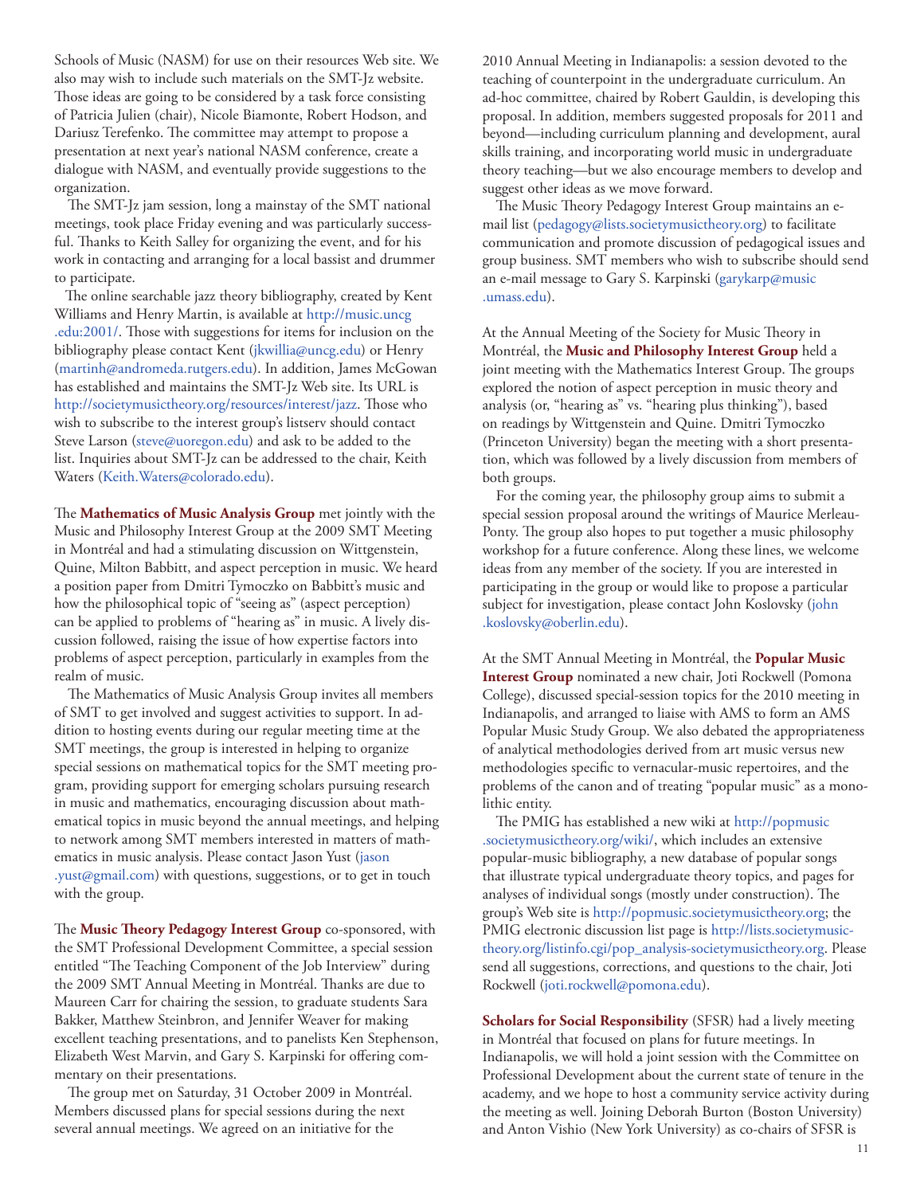Schools of Music (NASM) for use on their resources Web site. We also may wish to include such materials on the SMT-Jz website. Those ideas are going to be considered by a task force consisting of Patricia Julien (chair), Nicole Biamonte, Robert Hodson, and Dariusz Terefenko. The committee may attempt to propose a presentation at next year's national NASM conference, create a dialogue with NASM, and eventually provide suggestions to the organization.

The SMT-Jz jam session, long a mainstay of the SMT national meetings, took place Friday evening and was particularly successful. Thanks to Keith Salley for organizing the event, and for his work in contacting and arranging for a local bassist and drummer to participate.

The online searchable jazz theory bibliography, created by Kent Williams and Henry Martin, is available at http://music.uncg.edu:2001/. Those with suggestions for items for inclusion on the bibliography please contact Kent (jkwillia@uncg.edu) or Henry (martinh@andromeda.rutgers.edu). In addition, James McGowan has established and maintains the SMT-Jz Web site. Its URL is http://societymusictheory.org/resources/interest/jazz. Those who wish to subscribe to the interest group's listserv should contact Steve Larson (steve@uoregon.edu) and ask to be added to the list. Inquiries about SMT-Jz can be addressed to the chair, Keith Waters (Keith.Waters@colorado.edu).

The **Mathematics of Music Analysis Group** met jointly with the Music and Philosophy Interest Group at the 2009 SMT Meeting in Montréal and had a stimulating discussion on Wittgenstein, Quine, Milton Babbitt, and aspect perception in music. We heard a position paper from Dmitri Tymoczko on Babbitt's music and how the philosophical topic of "seeing as" (aspect perception) can be applied to problems of "hearing as" in music. A lively discussion followed, raising the issue of how expertise factors into problems of aspect perception, particularly in examples from the realm of music.

The Mathematics of Music Analysis Group invites all members of SMT to get involved and suggest activities to support. In addition to hosting events during our regular meeting time at the SMT meetings, the group is interested in helping to organize special sessions on mathematical topics for the SMT meeting program, providing support for emerging scholars pursuing research in music and mathematics, encouraging discussion about mathematical topics in music beyond the annual meetings, and helping to network among SMT members interested in matters of mathematics in music analysis. Please contact Jason Yust (jason.yust@gmail.com) with questions, suggestions, or to get in touch with the group.

The **Music Theory Pedagogy Interest Group** co-sponsored, with the SMT Professional Development Committee, a special session entitled "The Teaching Component of the Job Interview" during the 2009 SMT Annual Meeting in Montréal. Thanks are due to Maureen Carr for chairing the session, to graduate students Sara Bakker, Matthew Steinbron, and Jennifer Weaver for making excellent teaching presentations, and to panelists Ken Stephenson, Elizabeth West Marvin, and Gary S. Karpinski for offering commentary on their presentations.

The group met on Saturday, 31 October 2009 in Montréal. Members discussed plans for special sessions during the next several annual meetings. We agreed on an initiative for the 2010 Annual Meeting in Indianapolis: a session devoted to the teaching of counterpoint in the undergraduate curriculum. An ad-hoc committee, chaired by Robert Gauldin, is developing this proposal. In addition, members suggested proposals for 2011 and beyond—including curriculum planning and development, aural skills training, and incorporating world music in undergraduate theory teaching—but we also encourage members to develop and suggest other ideas as we move forward.

The Music Theory Pedagogy Interest Group maintains an e-mail list (pedagogy@lists.societymusictheory.org) to facilitate communication and promote discussion of pedagogical issues and group business. SMT members who wish to subscribe should send an e-mail message to Gary S. Karpinski (garykarp@music.umass.edu).

At the Annual Meeting of the Society for Music Theory in Montréal, the **Music and Philosophy Interest Group** held a joint meeting with the Mathematics Interest Group. The groups explored the notion of aspect perception in music theory and analysis (or, "hearing as" vs. "hearing plus thinking"), based on readings by Wittgenstein and Quine. Dmitri Tymoczko (Princeton University) began the meeting with a short presentation, which was followed by a lively discussion from members of both groups.

For the coming year, the philosophy group aims to submit a special session proposal around the writings of Maurice Merleau-Ponty. The group also hopes to put together a music philosophy workshop for a future conference. Along these lines, we welcome ideas from any member of the society. If you are interested in participating in the group or would like to propose a particular subject for investigation, please contact John Koslovsky (john.koslovsky@oberlin.edu).

At the SMT Annual Meeting in Montréal, the **Popular Music Interest Group** nominated a new chair, Joti Rockwell (Pomona College), discussed special-session topics for the 2010 meeting in Indianapolis, and arranged to liaise with AMS to form an AMS Popular Music Study Group. We also debated the appropriateness of analytical methodologies derived from art music versus new methodologies specific to vernacular-music repertoires, and the problems of the canon and of treating "popular music" as a monolithic entity.

The PMIG has established a new wiki at http://popmusic.societymusictheory.org/wiki/, which includes an extensive popular-music bibliography, a new database of popular songs that illustrate typical undergraduate theory topics, and pages for analyses of individual songs (mostly under construction). The group's Web site is http://popmusic.societymusictheory.org; the PMIG electronic discussion list page is http://lists.societymusictheory.org/listinfo.cgi/pop_analysis-societymusictheory.org. Please send all suggestions, corrections, and questions to the chair, Joti Rockwell (joti.rockwell@pomona.edu).

**Scholars for Social Responsibility** (SFSR) had a lively meeting in Montréal that focused on plans for future meetings. In Indianapolis, we will hold a joint session with the Committee on Professional Development about the current state of tenure in the academy, and we hope to host a community service activity during the meeting as well. Joining Deborah Burton (Boston University) and Anton Vishio (New York University) as co-chairs of SFSR is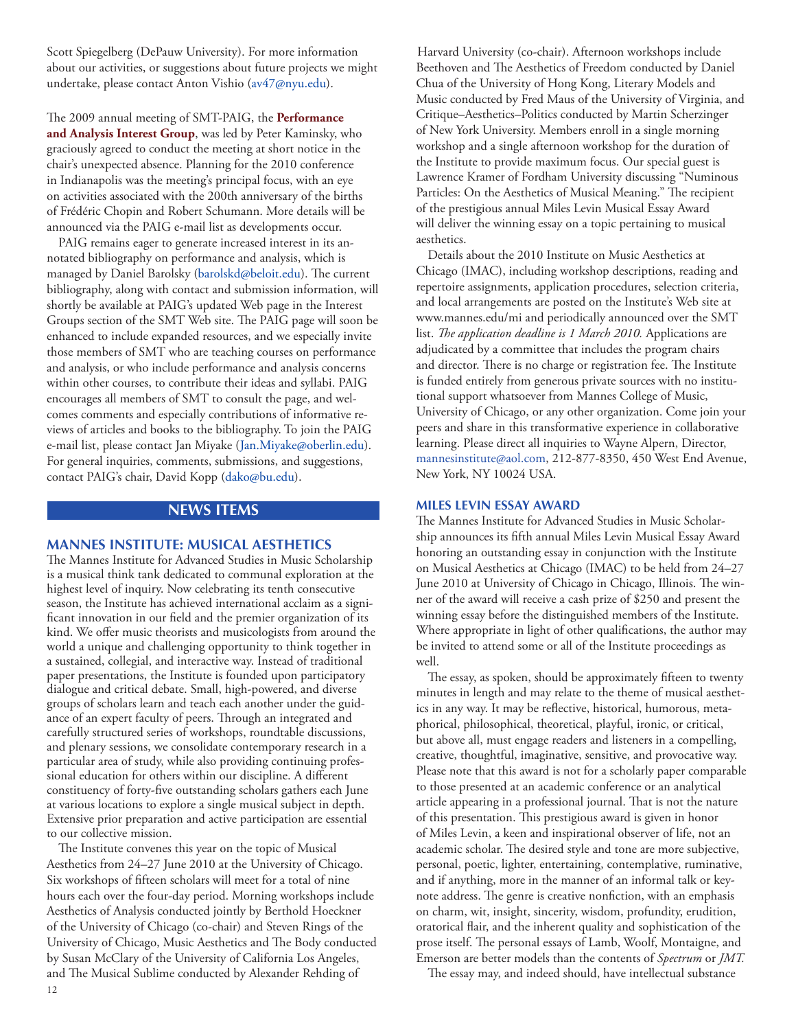Scott Spiegelberg (DePauw University). For more information about our activities, or suggestions about future projects we might undertake, please contact Anton Vishio (av47@nyu.edu).

The 2009 annual meeting of SMT-PAIG, the **Performance and Analysis Interest Group**, was led by Peter Kaminsky, who graciously agreed to conduct the meeting at short notice in the chair's unexpected absence. Planning for the 2010 conference in Indianapolis was the meeting's principal focus, with an eye on activities associated with the 200th anniversary of the births of Frédéric Chopin and Robert Schumann. More details will be announced via the PAIG e-mail list as developments occur.

PAIG remains eager to generate increased interest in its annotated bibliography on performance and analysis, which is managed by Daniel Barolsky (barolskd@beloit.edu). The current bibliography, along with contact and submission information, will shortly be available at PAIG's updated Web page in the Interest Groups section of the SMT Web site. The PAIG page will soon be enhanced to include expanded resources, and we especially invite those members of SMT who are teaching courses on performance and analysis, or who include performance and analysis concerns within other courses, to contribute their ideas and syllabi. PAIG encourages all members of SMT to consult the page, and welcomes comments and especially contributions of informative reviews of articles and books to the bibliography. To join the PAIG e-mail list, please contact Jan Miyake (Jan.Miyake@oberlin.edu). For general inquiries, comments, submissions, and suggestions, contact PAIG's chair, David Kopp (dako@bu.edu).

## NEWS ITEMS

### MANNES INSTITUTE: MUSICAL AESTHETICS

The Mannes Institute for Advanced Studies in Music Scholarship is a musical think tank dedicated to communal exploration at the highest level of inquiry. Now celebrating its tenth consecutive season, the Institute has achieved international acclaim as a significant innovation in our field and the premier organization of its kind. We offer music theorists and musicologists from around the world a unique and challenging opportunity to think together in a sustained, collegial, and interactive way. Instead of traditional paper presentations, the Institute is founded upon participatory dialogue and critical debate. Small, high-powered, and diverse groups of scholars learn and teach each another under the guidance of an expert faculty of peers. Through an integrated and carefully structured series of workshops, roundtable discussions, and plenary sessions, we consolidate contemporary research in a particular area of study, while also providing continuing professional education for others within our discipline. A different constituency of forty-five outstanding scholars gathers each June at various locations to explore a single musical subject in depth. Extensive prior preparation and active participation are essential to our collective mission.

The Institute convenes this year on the topic of Musical Aesthetics from 24–27 June 2010 at the University of Chicago. Six workshops of fifteen scholars will meet for a total of nine hours each over the four-day period. Morning workshops include Aesthetics of Analysis conducted jointly by Berthold Hoeckner of the University of Chicago (co-chair) and Steven Rings of the University of Chicago, Music Aesthetics and The Body conducted by Susan McClary of the University of California Los Angeles, and The Musical Sublime conducted by Alexander Rehding of Harvard University (co-chair). Afternoon workshops include Beethoven and The Aesthetics of Freedom conducted by Daniel Chua of the University of Hong Kong, Literary Models and Music conducted by Fred Maus of the University of Virginia, and Critique–Aesthetics–Politics conducted by Martin Scherzinger of New York University. Members enroll in a single morning workshop and a single afternoon workshop for the duration of the Institute to provide maximum focus. Our special guest is Lawrence Kramer of Fordham University discussing "Numinous Particles: On the Aesthetics of Musical Meaning." The recipient of the prestigious annual Miles Levin Musical Essay Award will deliver the winning essay on a topic pertaining to musical aesthetics.

Details about the 2010 Institute on Music Aesthetics at Chicago (IMAC), including workshop descriptions, reading and repertoire assignments, application procedures, selection criteria, and local arrangements are posted on the Institute's Web site at www.mannes.edu/mi and periodically announced over the SMT list. *The application deadline is 1 March 2010.* Applications are adjudicated by a committee that includes the program chairs and director. There is no charge or registration fee. The Institute is funded entirely from generous private sources with no institutional support whatsoever from Mannes College of Music, University of Chicago, or any other organization. Come join your peers and share in this transformative experience in collaborative learning. Please direct all inquiries to Wayne Alpern, Director, mannesinstitute@aol.com, 212-877-8350, 450 West End Avenue, New York, NY 10024 USA.

### MILES LEVIN ESSAY AWARD

The Mannes Institute for Advanced Studies in Music Scholarship announces its fifth annual Miles Levin Musical Essay Award honoring an outstanding essay in conjunction with the Institute on Musical Aesthetics at Chicago (IMAC) to be held from 24–27 June 2010 at University of Chicago in Chicago, Illinois. The winner of the award will receive a cash prize of $250 and present the winning essay before the distinguished members of the Institute. Where appropriate in light of other qualifications, the author may be invited to attend some or all of the Institute proceedings as well.

The essay, as spoken, should be approximately fifteen to twenty minutes in length and may relate to the theme of musical aesthetics in any way. It may be reflective, historical, humorous, metaphorical, philosophical, theoretical, playful, ironic, or critical, but above all, must engage readers and listeners in a compelling, creative, thoughtful, imaginative, sensitive, and provocative way. Please note that this award is not for a scholarly paper comparable to those presented at an academic conference or an analytical article appearing in a professional journal. That is not the nature of this presentation. This prestigious award is given in honor of Miles Levin, a keen and inspirational observer of life, not an academic scholar. The desired style and tone are more subjective, personal, poetic, lighter, entertaining, contemplative, ruminative, and if anything, more in the manner of an informal talk or keynote address. The genre is creative nonfiction, with an emphasis on charm, wit, insight, sincerity, wisdom, profundity, erudition, oratorical flair, and the inherent quality and sophistication of the prose itself. The personal essays of Lamb, Woolf, Montaigne, and Emerson are better models than the contents of *Spectrum* or *JMT.*

The essay may, and indeed should, have intellectual substance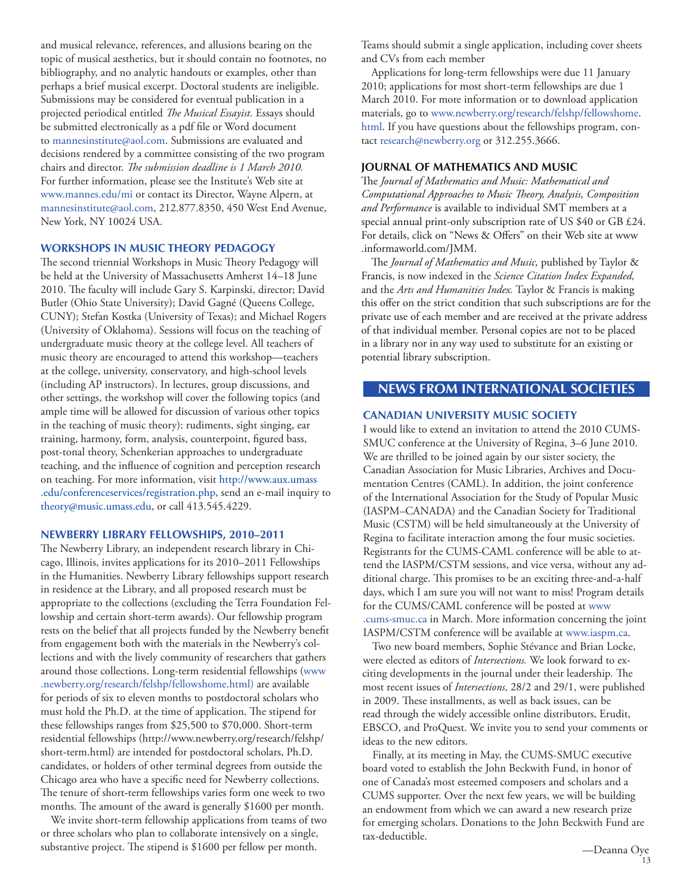and musical relevance, references, and allusions bearing on the topic of musical aesthetics, but it should contain no footnotes, no bibliography, and no analytic handouts or examples, other than perhaps a brief musical excerpt. Doctoral students are ineligible. Submissions may be considered for eventual publication in a projected periodical entitled *The Musical Essayist.* Essays should be submitted electronically as a pdf file or Word document to mannesinstitute@aol.com. Submissions are evaluated and decisions rendered by a committee consisting of the two program chairs and director. *The submission deadline is 1 March 2010.* For further information, please see the Institute's Web site at www.mannes.edu/mi or contact its Director, Wayne Alpern, at mannesinstitute@aol.com, 212.877.8350, 450 West End Avenue, New York, NY 10024 USA.

### WORKSHOPS IN MUSIC THEORY PEDAGOGY

The second triennial Workshops in Music Theory Pedagogy will be held at the University of Massachusetts Amherst 14–18 June 2010. The faculty will include Gary S. Karpinski, director; David Butler (Ohio State University); David Gagné (Queens College, CUNY); Stefan Kostka (University of Texas); and Michael Rogers (University of Oklahoma). Sessions will focus on the teaching of undergraduate music theory at the college level. All teachers of music theory are encouraged to attend this workshop—teachers at the college, university, conservatory, and high-school levels (including AP instructors). In lectures, group discussions, and other settings, the workshop will cover the following topics (and ample time will be allowed for discussion of various other topics in the teaching of music theory): rudiments, sight singing, ear training, harmony, form, analysis, counterpoint, figured bass, post-tonal theory, Schenkerian approaches to undergraduate teaching, and the influence of cognition and perception research on teaching. For more information, visit http://www.aux.umass.edu/conferenceservices/registration.php, send an e-mail inquiry to theory@music.umass.edu, or call 413.545.4229.

### NEWBERRY LIBRARY FELLOWSHIPS, 2010–2011

The Newberry Library, an independent research library in Chicago, Illinois, invites applications for its 2010–2011 Fellowships in the Humanities. Newberry Library fellowships support research in residence at the Library, and all proposed research must be appropriate to the collections (excluding the Terra Foundation Fellowship and certain short-term awards). Our fellowship program rests on the belief that all projects funded by the Newberry benefit from engagement both with the materials in the Newberry's collections and with the lively community of researchers that gathers around those collections. Long-term residential fellowships (www.newberry.org/research/felshp/fellowshome.html) are available for periods of six to eleven months to postdoctoral scholars who must hold the Ph.D. at the time of application. The stipend for these fellowships ranges from $25,500 to $70,000. Short-term residential fellowships (http://www.newberry.org/research/felshp/short-term.html) are intended for postdoctoral scholars, Ph.D. candidates, or holders of other terminal degrees from outside the Chicago area who have a specific need for Newberry collections. The tenure of short-term fellowships varies form one week to two months. The amount of the award is generally $1600 per month.

We invite short-term fellowship applications from teams of two or three scholars who plan to collaborate intensively on a single, substantive project. The stipend is $1600 per fellow per month. Teams should submit a single application, including cover sheets and CVs from each member

Applications for long-term fellowships were due 11 January 2010; applications for most short-term fellowships are due 1 March 2010. For more information or to download application materials, go to www.newberry.org/research/felshp/fellowshome.html. If you have questions about the fellowships program, contact research@newberry.org or 312.255.3666.

### JOURNAL OF MATHEMATICS AND MUSIC

The *Journal of Mathematics and Music: Mathematical and Computational Approaches to Music Theory, Analysis, Composition and Performance* is available to individual SMT members at a special annual print-only subscription rate of US $40 or GB £24. For details, click on "News & Offers" on their Web site at www.informaworld.com/JMM.

The *Journal of Mathematics and Music,* published by Taylor & Francis, is now indexed in the *Science Citation Index Expanded,* and the *Arts and Humanities Index.* Taylor & Francis is making this offer on the strict condition that such subscriptions are for the private use of each member and are received at the private address of that individual member. Personal copies are not to be placed in a library nor in any way used to substitute for an existing or potential library subscription.

## NEWS FROM INTERNATIONAL SOCIETIES

### CANADIAN UNIVERSITY MUSIC SOCIETY

I would like to extend an invitation to attend the 2010 CUMS-SMUC conference at the University of Regina, 3–6 June 2010. We are thrilled to be joined again by our sister society, the Canadian Association for Music Libraries, Archives and Documentation Centres (CAML). In addition, the joint conference of the International Association for the Study of Popular Music (IASPM–CANADA) and the Canadian Society for Traditional Music (CSTM) will be held simultaneously at the University of Regina to facilitate interaction among the four music societies. Registrants for the CUMS-CAML conference will be able to attend the IASPM/CSTM sessions, and vice versa, without any additional charge. This promises to be an exciting three-and-a-half days, which I am sure you will not want to miss! Program details for the CUMS/CAML conference will be posted at www.cums-smuc.ca in March. More information concerning the joint IASPM/CSTM conference will be available at www.iaspm.ca.

Two new board members, Sophie Stévance and Brian Locke, were elected as editors of *Intersections.* We look forward to exciting developments in the journal under their leadership. The most recent issues of *Intersections,* 28/2 and 29/1, were published in 2009. These installments, as well as back issues, can be read through the widely accessible online distributors, Erudit, EBSCO, and ProQuest. We invite you to send your comments or ideas to the new editors.

Finally, at its meeting in May, the CUMS-SMUC executive board voted to establish the John Beckwith Fund, in honor of one of Canada's most esteemed composers and scholars and a CUMS supporter. Over the next few years, we will be building an endowment from which we can award a new research prize for emerging scholars. Donations to the John Beckwith Fund are tax-deductible.

—Deanna Oye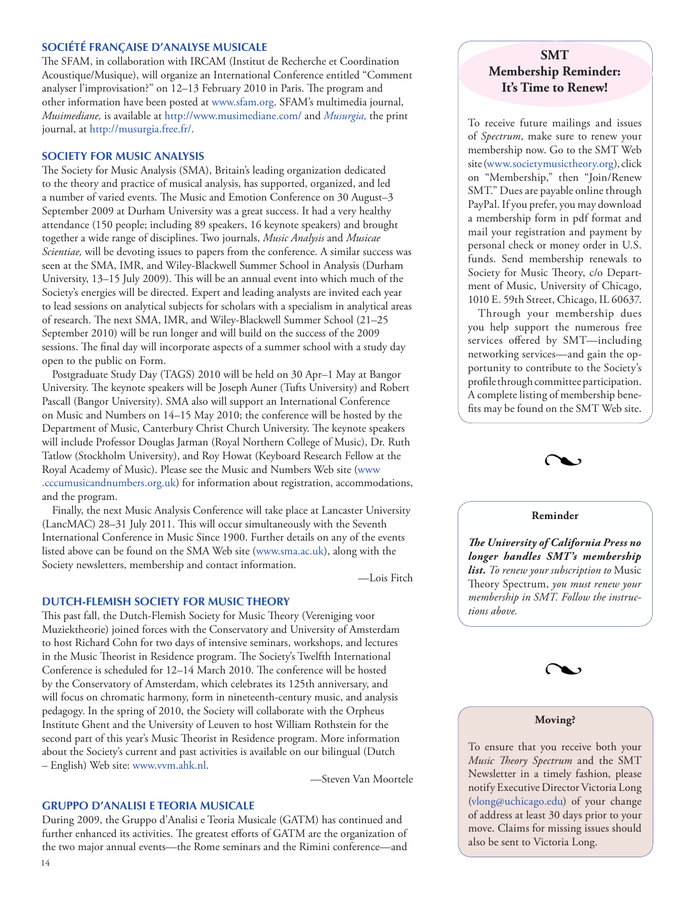## SOCIÉTÉ FRANÇAISE D'ANALYSE MUSICALE

The SFAM, in collaboration with IRCAM (Institut de Recherche et Coordination Acoustique/Musique), will organize an International Conference entitled "Comment analyser l'improvisation?" on 12–13 February 2010 in Paris. The program and other information have been posted at www.sfam.org. SFAM's multimedia journal, *Musimediane,* is available at http://www.musimediane.com/ and *Musurgia,* the print journal, at http://musurgia.free.fr/.

## SOCIETY FOR MUSIC ANALYSIS

The Society for Music Analysis (SMA), Britain's leading organization dedicated to the theory and practice of musical analysis, has supported, organized, and led a number of varied events. The Music and Emotion Conference on 30 August–3 September 2009 at Durham University was a great success. It had a very healthy attendance (150 people; including 89 speakers, 16 keynote speakers) and brought together a wide range of disciplines. Two journals, *Music Analysis* and *Musicae Scientiae,* will be devoting issues to papers from the conference. A similar success was seen at the SMA, IMR, and Wiley-Blackwell Summer School in Analysis (Durham University, 13–15 July 2009). This will be an annual event into which much of the Society's energies will be directed. Expert and leading analysts are invited each year to lead sessions on analytical subjects for scholars with a specialism in analytical areas of research. The next SMA, IMR, and Wiley-Blackwell Summer School (21–25 September 2010) will be run longer and will build on the success of the 2009 sessions. The final day will incorporate aspects of a summer school with a study day open to the public on Form.

Postgraduate Study Day (TAGS) 2010 will be held on 30 Apr–1 May at Bangor University. The keynote speakers will be Joseph Auner (Tufts University) and Robert Pascall (Bangor University). SMA also will support an International Conference on Music and Numbers on 14–15 May 2010; the conference will be hosted by the Department of Music, Canterbury Christ Church University. The keynote speakers will include Professor Douglas Jarman (Royal Northern College of Music), Dr. Ruth Tatlow (Stockholm University), and Roy Howat (Keyboard Research Fellow at the Royal Academy of Music). Please see the Music and Numbers Web site (www.cccumusicandnumbers.org.uk) for information about registration, accommodations, and the program.

Finally, the next Music Analysis Conference will take place at Lancaster University (LancMAC) 28–31 July 2011. This will occur simultaneously with the Seventh International Conference in Music Since 1900. Further details on any of the events listed above can be found on the SMA Web site (www.sma.ac.uk), along with the Society newsletters, membership and contact information.

—Lois Fitch

## DUTCH-FLEMISH SOCIETY FOR MUSIC THEORY

This past fall, the Dutch-Flemish Society for Music Theory (Vereniging voor Muziektheorie) joined forces with the Conservatory and University of Amsterdam to host Richard Cohn for two days of intensive seminars, workshops, and lectures in the Music Theorist in Residence program. The Society's Twelfth International Conference is scheduled for 12–14 March 2010. The conference will be hosted by the Conservatory of Amsterdam, which celebrates its 125th anniversary, and will focus on chromatic harmony, form in nineteenth-century music, and analysis pedagogy. In the spring of 2010, the Society will collaborate with the Orpheus Institute Ghent and the University of Leuven to host William Rothstein for the second part of this year's Music Theorist in Residence program. More information about the Society's current and past activities is available on our bilingual (Dutch – English) Web site: www.vvm.ahk.nl.

—Steven Van Moortele

## GRUPPO D'ANALISI E TEORIA MUSICALE

During 2009, the Gruppo d'Analisi e Teoria Musicale (GATM) has continued and further enhanced its activities. The greatest efforts of GATM are the organization of the two major annual events—the Rome seminars and the Rimini conference—and

### SMT Membership Reminder: It's Time to Renew!

To receive future mailings and issues of *Spectrum*, make sure to renew your membership now. Go to the SMT Web site (www.societymusictheory.org), click on "Membership," then "Join/Renew SMT." Dues are payable online through PayPal. If you prefer, you may download a membership form in pdf format and mail your registration and payment by personal check or money order in U.S. funds. Send membership renewals to Society for Music Theory, c/o Department of Music, University of Chicago, 1010 E. 59th Street, Chicago, IL 60637.

Through your membership dues you help support the numerous free services offered by SMT—including networking services—and gain the opportunity to contribute to the Society's profile through committee participation. A complete listing of membership benefits may be found on the SMT Web site.

### Reminder

***The University of California Press no longer handles SMT's membership list.*** *To renew your subscription to* Music Theory Spectrum, *you must renew your membership in SMT. Follow the instructions above.*

### Moving?

To ensure that you receive both your *Music Theory Spectrum* and the SMT Newsletter in a timely fashion, please notify Executive Director Victoria Long (vlong@uchicago.edu) of your change of address at least 30 days prior to your move. Claims for missing issues should also be sent to Victoria Long.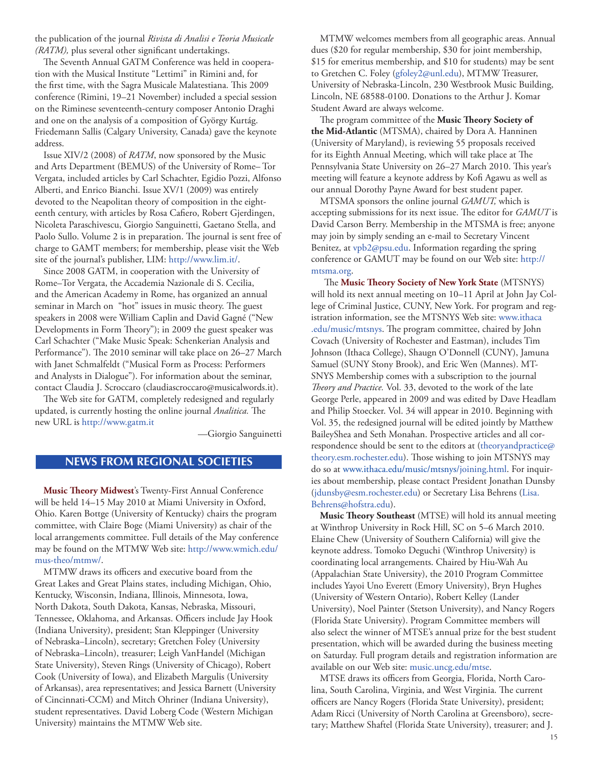the publication of the journal *Rivista di Analisi e Teoria Musicale (RATM),* plus several other significant undertakings.

The Seventh Annual GATM Conference was held in cooperation with the Musical Institute "Lettimi" in Rimini and, for the first time, with the Sagra Musicale Malatestiana. This 2009 conference (Rimini, 19–21 November) included a special session on the Riminese seventeenth-century composer Antonio Draghi and one on the analysis of a composition of György Kurtág. Friedemann Sallis (Calgary University, Canada) gave the keynote address.

Issue XIV/2 (2008) of *RATM*, now sponsored by the Music and Arts Department (BEMUS) of the University of Rome– Tor Vergata, included articles by Carl Schachter, Egidio Pozzi, Alfonso Alberti, and Enrico Bianchi. Issue XV/1 (2009) was entirely devoted to the Neapolitan theory of composition in the eighteenth century, with articles by Rosa Cafiero, Robert Gjerdingen, Nicoleta Paraschivescu, Giorgio Sanguinetti, Gaetano Stella, and Paolo Sullo. Volume 2 is in preparation. The journal is sent free of charge to GAMT members; for membership, please visit the Web site of the journal's publisher, LIM: http://www.lim.it/.

Since 2008 GATM, in cooperation with the University of Rome–Tor Vergata, the Accademia Nazionale di S. Cecilia, and the American Academy in Rome, has organized an annual seminar in March on "hot" issues in music theory. The guest speakers in 2008 were William Caplin and David Gagné ("New Developments in Form Theory"); in 2009 the guest speaker was Carl Schachter ("Make Music Speak: Schenkerian Analysis and Performance"). The 2010 seminar will take place on 26–27 March with Janet Schmalfeldt ("Musical Form as Process: Performers and Analysts in Dialogue"). For information about the seminar, contact Claudia J. Scroccaro (claudiascroccaro@musicalwords.it).

The Web site for GATM, completely redesigned and regularly updated, is currently hosting the online journal *Analitica.* The new URL is http://www.gatm.it

—Giorgio Sanguinetti

## NEWS FROM REGIONAL SOCIETIES

**Music Theory Midwest**'s Twenty-First Annual Conference will be held 14–15 May 2010 at Miami University in Oxford, Ohio. Karen Bottge (University of Kentucky) chairs the program committee, with Claire Boge (Miami University) as chair of the local arrangements committee. Full details of the May conference may be found on the MTMW Web site: http://www.wmich.edu/mus-theo/mtmw/.

MTMW draws its officers and executive board from the Great Lakes and Great Plains states, including Michigan, Ohio, Kentucky, Wisconsin, Indiana, Illinois, Minnesota, Iowa, North Dakota, South Dakota, Kansas, Nebraska, Missouri, Tennessee, Oklahoma, and Arkansas. Officers include Jay Hook (Indiana University), president; Stan Kleppinger (University of Nebraska–Lincoln), secretary; Gretchen Foley (University of Nebraska–Lincoln), treasurer; Leigh VanHandel (Michigan State University), Steven Rings (University of Chicago), Robert Cook (University of Iowa), and Elizabeth Margulis (University of Arkansas), area representatives; and Jessica Barnett (University of Cincinnati-CCM) and Mitch Ohriner (Indiana University), student representatives. David Loberg Code (Western Michigan University) maintains the MTMW Web site.

MTMW welcomes members from all geographic areas. Annual dues ($20 for regular membership, $30 for joint membership, $15 for emeritus membership, and $10 for students) may be sent to Gretchen C. Foley (gfoley2@unl.edu), MTMW Treasurer, University of Nebraska-Lincoln, 230 Westbrook Music Building, Lincoln, NE 68588-0100. Donations to the Arthur J. Komar Student Award are always welcome.

The program committee of the **Music Theory Society of the Mid-Atlantic** (MTSMA), chaired by Dora A. Hanninen (University of Maryland), is reviewing 55 proposals received for its Eighth Annual Meeting, which will take place at The Pennsylvania State University on 26–27 March 2010. This year's meeting will feature a keynote address by Kofi Agawu as well as our annual Dorothy Payne Award for best student paper.

MTSMA sponsors the online journal *GAMUT,* which is accepting submissions for its next issue. The editor for *GAMUT* is David Carson Berry. Membership in the MTSMA is free; anyone may join by simply sending an e-mail to Secretary Vincent Benitez, at vpb2@psu.edu. Information regarding the spring conference or GAMUT may be found on our Web site: http://mtsma.org.

The **Music Theory Society of New York State** (MTSNYS) will hold its next annual meeting on 10–11 April at John Jay College of Criminal Justice, CUNY, New York. For program and registration information, see the MTSNYS Web site: www.ithaca.edu/music/mtsnys. The program committee, chaired by John Covach (University of Rochester and Eastman), includes Tim Johnson (Ithaca College), Shaugn O'Donnell (CUNY), Jamuna Samuel (SUNY Stony Brook), and Eric Wen (Mannes). MTSNYS Membership comes with a subscription to the journal *Theory and Practice.* Vol. 33, devoted to the work of the late George Perle, appeared in 2009 and was edited by Dave Headlam and Philip Stoecker. Vol. 34 will appear in 2010. Beginning with Vol. 35, the redesigned journal will be edited jointly by Matthew BaileyShea and Seth Monahan. Prospective articles and all correspondence should be sent to the editors at (theoryandpractice@theory.esm.rochester.edu). Those wishing to join MTSNYS may do so at www.ithaca.edu/music/mtsnys/joining.html. For inquiries about membership, please contact President Jonathan Dunsby (jdunsby@esm.rochester.edu) or Secretary Lisa Behrens (Lisa.Behrens@hofstra.edu).

**Music Theory Southeast** (MTSE) will hold its annual meeting at Winthrop University in Rock Hill, SC on 5–6 March 2010. Elaine Chew (University of Southern California) will give the keynote address. Tomoko Deguchi (Winthrop University) is coordinating local arrangements. Chaired by Hiu-Wah Au (Appalachian State University), the 2010 Program Committee includes Yayoi Uno Everett (Emory University), Bryn Hughes (University of Western Ontario), Robert Kelley (Lander University), Noel Painter (Stetson University), and Nancy Rogers (Florida State University). Program Committee members will also select the winner of MTSE's annual prize for the best student presentation, which will be awarded during the business meeting on Saturday. Full program details and registration information are available on our Web site: music.uncg.edu/mtse.

MTSE draws its officers from Georgia, Florida, North Carolina, South Carolina, Virginia, and West Virginia. The current officers are Nancy Rogers (Florida State University), president; Adam Ricci (University of North Carolina at Greensboro), secretary; Matthew Shaftel (Florida State University), treasurer; and J.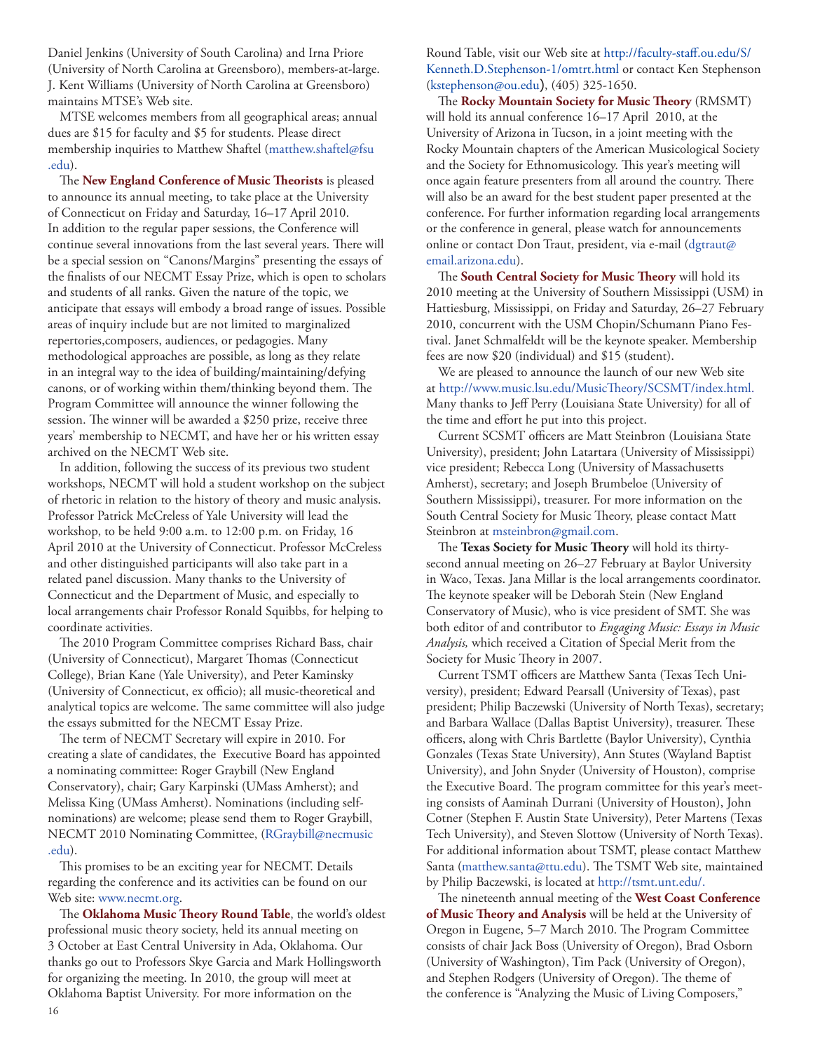Daniel Jenkins (University of South Carolina) and Irna Priore (University of North Carolina at Greensboro), members-at-large. J. Kent Williams (University of North Carolina at Greensboro) maintains MTSE's Web site.

MTSE welcomes members from all geographical areas; annual dues are $15 for faculty and $5 for students. Please direct membership inquiries to Matthew Shaftel (matthew.shaftel@fsu.edu).

The **New England Conference of Music Theorists** is pleased to announce its annual meeting, to take place at the University of Connecticut on Friday and Saturday, 16–17 April 2010. In addition to the regular paper sessions, the Conference will continue several innovations from the last several years. There will be a special session on "Canons/Margins" presenting the essays of the finalists of our NECMT Essay Prize, which is open to scholars and students of all ranks. Given the nature of the topic, we anticipate that essays will embody a broad range of issues. Possible areas of inquiry include but are not limited to marginalized repertories,composers, audiences, or pedagogies. Many methodological approaches are possible, as long as they relate in an integral way to the idea of building/maintaining/defying canons, or of working within them/thinking beyond them. The Program Committee will announce the winner following the session. The winner will be awarded a $250 prize, receive three years' membership to NECMT, and have her or his written essay archived on the NECMT Web site.

In addition, following the success of its previous two student workshops, NECMT will hold a student workshop on the subject of rhetoric in relation to the history of theory and music analysis. Professor Patrick McCreless of Yale University will lead the workshop, to be held 9:00 a.m. to 12:00 p.m. on Friday, 16 April 2010 at the University of Connecticut. Professor McCreless and other distinguished participants will also take part in a related panel discussion. Many thanks to the University of Connecticut and the Department of Music, and especially to local arrangements chair Professor Ronald Squibbs, for helping to coordinate activities.

The 2010 Program Committee comprises Richard Bass, chair (University of Connecticut), Margaret Thomas (Connecticut College), Brian Kane (Yale University), and Peter Kaminsky (University of Connecticut, ex officio); all music-theoretical and analytical topics are welcome. The same committee will also judge the essays submitted for the NECMT Essay Prize.

The term of NECMT Secretary will expire in 2010. For creating a slate of candidates, the Executive Board has appointed a nominating committee: Roger Graybill (New England Conservatory), chair; Gary Karpinski (UMass Amherst); and Melissa King (UMass Amherst). Nominations (including self-nominations) are welcome; please send them to Roger Graybill, NECMT 2010 Nominating Committee, (RGraybill@necmusic.edu).

This promises to be an exciting year for NECMT. Details regarding the conference and its activities can be found on our Web site: www.necmt.org.

The **Oklahoma Music Theory Round Table**, the world's oldest professional music theory society, held its annual meeting on 3 October at East Central University in Ada, Oklahoma. Our thanks go out to Professors Skye Garcia and Mark Hollingsworth for organizing the meeting. In 2010, the group will meet at Oklahoma Baptist University. For more information on the Round Table, visit our Web site at http://faculty-staff.ou.edu/S/Kenneth.D.Stephenson-1/omtrt.html or contact Ken Stephenson (kstephenson@ou.edu), (405) 325-1650.

The **Rocky Mountain Society for Music Theory** (RMSMT) will hold its annual conference 16–17 April 2010, at the University of Arizona in Tucson, in a joint meeting with the Rocky Mountain chapters of the American Musicological Society and the Society for Ethnomusicology. This year's meeting will once again feature presenters from all around the country. There will also be an award for the best student paper presented at the conference. For further information regarding local arrangements or the conference in general, please watch for announcements online or contact Don Traut, president, via e-mail (dgtraut@email.arizona.edu).

The **South Central Society for Music Theory** will hold its 2010 meeting at the University of Southern Mississippi (USM) in Hattiesburg, Mississippi, on Friday and Saturday, 26–27 February 2010, concurrent with the USM Chopin/Schumann Piano Festival. Janet Schmalfeldt will be the keynote speaker. Membership fees are now $20 (individual) and $15 (student).

We are pleased to announce the launch of our new Web site at http://www.music.lsu.edu/MusicTheory/SCSMT/index.html. Many thanks to Jeff Perry (Louisiana State University) for all of the time and effort he put into this project.

Current SCSMT officers are Matt Steinbron (Louisiana State University), president; John Latartara (University of Mississippi) vice president; Rebecca Long (University of Massachusetts Amherst), secretary; and Joseph Brumbeloe (University of Southern Mississippi), treasurer. For more information on the South Central Society for Music Theory, please contact Matt Steinbron at msteinbron@gmail.com.

The **Texas Society for Music Theory** will hold its thirty-second annual meeting on 26–27 February at Baylor University in Waco, Texas. Jana Millar is the local arrangements coordinator. The keynote speaker will be Deborah Stein (New England Conservatory of Music), who is vice president of SMT. She was both editor of and contributor to *Engaging Music: Essays in Music Analysis,* which received a Citation of Special Merit from the Society for Music Theory in 2007.

Current TSMT officers are Matthew Santa (Texas Tech University), president; Edward Pearsall (University of Texas), past president; Philip Baczewski (University of North Texas), secretary; and Barbara Wallace (Dallas Baptist University), treasurer. These officers, along with Chris Bartlette (Baylor University), Cynthia Gonzales (Texas State University), Ann Stutes (Wayland Baptist University), and John Snyder (University of Houston), comprise the Executive Board. The program committee for this year's meeting consists of Aaminah Durrani (University of Houston), John Cotner (Stephen F. Austin State University), Peter Martens (Texas Tech University), and Steven Slottow (University of North Texas). For additional information about TSMT, please contact Matthew Santa (matthew.santa@ttu.edu). The TSMT Web site, maintained by Philip Baczewski, is located at http://tsmt.unt.edu/.

The nineteenth annual meeting of the **West Coast Conference of Music Theory and Analysis** will be held at the University of Oregon in Eugene, 5–7 March 2010. The Program Committee consists of chair Jack Boss (University of Oregon), Brad Osborn (University of Washington), Tim Pack (University of Oregon), and Stephen Rodgers (University of Oregon). The theme of the conference is "Analyzing the Music of Living Composers,"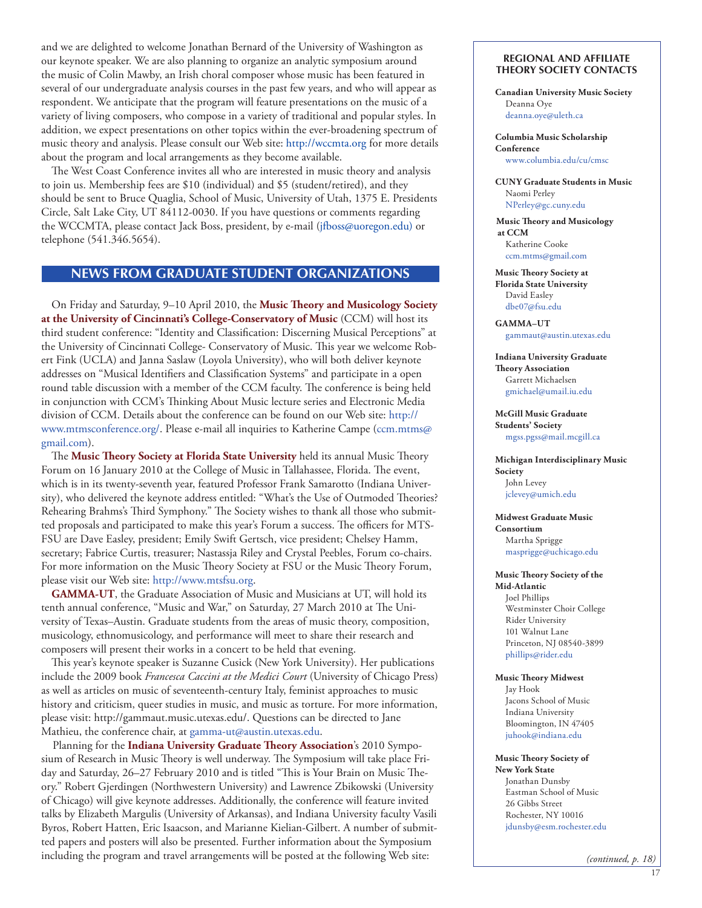and we are delighted to welcome Jonathan Bernard of the University of Washington as our keynote speaker. We are also planning to organize an analytic symposium around the music of Colin Mawby, an Irish choral composer whose music has been featured in several of our undergraduate analysis courses in the past few years, and who will appear as respondent. We anticipate that the program will feature presentations on the music of a variety of living composers, who compose in a variety of traditional and popular styles. In addition, we expect presentations on other topics within the ever-broadening spectrum of music theory and analysis. Please consult our Web site: http://wccmta.org for more details about the program and local arrangements as they become available.

The West Coast Conference invites all who are interested in music theory and analysis to join us. Membership fees are $10 (individual) and $5 (student/retired), and they should be sent to Bruce Quaglia, School of Music, University of Utah, 1375 E. Presidents Circle, Salt Lake City, UT 84112-0030. If you have questions or comments regarding the WCCMTA, please contact Jack Boss, president, by e-mail (jfboss@uoregon.edu) or telephone (541.346.5654).

## NEWS FROM GRADUATE STUDENT ORGANIZATIONS

On Friday and Saturday, 9–10 April 2010, the **Music Theory and Musicology Society at the University of Cincinnati's College-Conservatory of Music** (CCM) will host its third student conference: "Identity and Classification: Discerning Musical Perceptions" at the University of Cincinnati College- Conservatory of Music. This year we welcome Robert Fink (UCLA) and Janna Saslaw (Loyola University), who will both deliver keynote addresses on "Musical Identifiers and Classification Systems" and participate in a open round table discussion with a member of the CCM faculty. The conference is being held in conjunction with CCM's Thinking About Music lecture series and Electronic Media division of CCM. Details about the conference can be found on our Web site: http://www.mtmsconference.org/. Please e-mail all inquiries to Katherine Campe (ccm.mtms@gmail.com).

The **Music Theory Society at Florida State University** held its annual Music Theory Forum on 16 January 2010 at the College of Music in Tallahassee, Florida. The event, which is in its twenty-seventh year, featured Professor Frank Samarotto (Indiana University), who delivered the keynote address entitled: "What's the Use of Outmoded Theories? Rehearing Brahms's Third Symphony." The Society wishes to thank all those who submitted proposals and participated to make this year's Forum a success. The officers for MTS-FSU are Dave Easley, president; Emily Swift Gertsch, vice president; Chelsey Hamm, secretary; Fabrice Curtis, treasurer; Nastassja Riley and Crystal Peebles, Forum co-chairs. For more information on the Music Theory Society at FSU or the Music Theory Forum, please visit our Web site: http://www.mtsfsu.org.

**GAMMA-UT**, the Graduate Association of Music and Musicians at UT, will hold its tenth annual conference, "Music and War," on Saturday, 27 March 2010 at The University of Texas–Austin. Graduate students from the areas of music theory, composition, musicology, ethnomusicology, and performance will meet to share their research and composers will present their works in a concert to be held that evening.

This year's keynote speaker is Suzanne Cusick (New York University). Her publications include the 2009 book *Francesca Caccini at the Medici Court* (University of Chicago Press) as well as articles on music of seventeenth-century Italy, feminist approaches to music history and criticism, queer studies in music, and music as torture. For more information, please visit: http://gammaut.music.utexas.edu/. Questions can be directed to Jane Mathieu, the conference chair, at gamma-ut@austin.utexas.edu.

Planning for the **Indiana University Graduate Theory Association**'s 2010 Symposium of Research in Music Theory is well underway. The Symposium will take place Friday and Saturday, 26–27 February 2010 and is titled "This is Your Brain on Music Theory." Robert Gjerdingen (Northwestern University) and Lawrence Zbikowski (University of Chicago) will give keynote addresses. Additionally, the conference will feature invited talks by Elizabeth Margulis (University of Arkansas), and Indiana University faculty Vasili Byros, Robert Hatten, Eric Isaacson, and Marianne Kielian-Gilbert. A number of submitted papers and posters will also be presented. Further information about the Symposium including the program and travel arrangements will be posted at the following Web site:

### REGIONAL AND AFFILIATE THEORY SOCIETY CONTACTS

**Canadian University Music Society**
Deanna Oye
deanna.oye@uleth.ca

**Columbia Music Scholarship Conference**
www.columbia.edu/cu/cmsc

**CUNY Graduate Students in Music**
Naomi Perley
NPerley@gc.cuny.edu

**Music Theory and Musicology at CCM**
Katherine Cooke
ccm.mtms@gmail.com

**Music Theory Society at Florida State University**
David Easley
dbe07@fsu.edu

**GAMMA–UT**
gammaut@austin.utexas.edu

**Indiana University Graduate Theory Association**
Garrett Michaelsen
gmichael@umail.iu.edu

**McGill Music Graduate Students' Society**
mgss.pgss@mail.mcgill.ca

**Michigan Interdisciplinary Music Society**
John Levey
jclevey@umich.edu

**Midwest Graduate Music Consortium**
Martha Sprigge
masprigge@uchicago.edu

**Music Theory Society of the Mid-Atlantic**
Joel Phillips
Westminster Choir College
Rider University
101 Walnut Lane
Princeton, NJ 08540-3899
phillips@rider.edu

**Music Theory Midwest**
Jay Hook
Jacons School of Music
Indiana University
Bloomington, IN 47405
juhook@indiana.edu

**Music Theory Society of New York State**
Jonathan Dunsby
Eastman School of Music
26 Gibbs Street
Rochester, NY 10016
jdunsby@esm.rochester.edu

*(continued, p. 18)*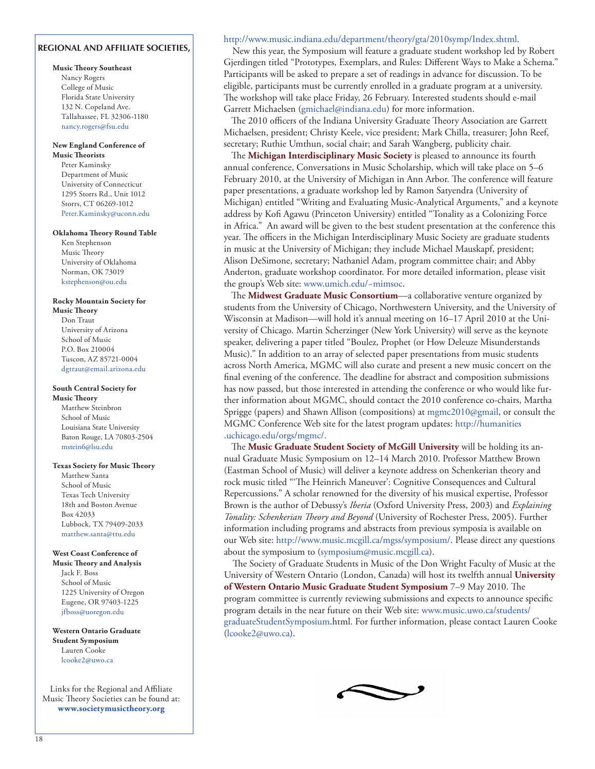**REGIONAL AND AFFILIATE SOCIETIES,**

**Music Theory Southeast**
Nancy Rogers
College of Music
Florida State University
132 N. Copeland Ave.
Tallahassee, FL 32306-1180
nancy.rogers@fsu.edu

**New England Conference of Music Theorists**
Peter Kaminsky
Department of Music
University of Connecticut
1295 Storrs Rd., Unit 1012
Storrs, CT 06269-1012
Peter.Kaminsky@uconn.edu

**Oklahoma Theory Round Table**
Ken Stephenson
Music Theory
University of Oklahoma
Norman, OK 73019
kstephenson@ou.edu

**Rocky Mountain Society for Music Theory**
Don Traut
University of Arizona
School of Music
P.O. Box 210004
Tuscon, AZ 85721-0004
dgtraut@email.arizona.edu

**South Central Society for Music Theory**
Matthew Steinbron
School of Music
Louisiana State University
Baton Rouge, LA 70803-2504
mstein6@lsu.edu

**Texas Society for Music Theory**
Matthew Santa
School of Music
Texas Tech University
18th and Boston Avenue
Box 42033
Lubbock, TX 79409-2033
matthew.santa@ttu.edu

**West Coast Conference of Music Theory and Analysis**
Jack F. Boss
School of Music
1225 University of Oregon
Eugene, OR 97403-1225
jfboss@uoregon.edu

**Western Ontario Graduate Student Symposium**
Lauren Cooke
lcooke2@uwo.ca

Links for the Regional and Affiliate Music Theory Societies can be found at:
**www.societymusictheory.org**

http://www.music.indiana.edu/department/theory/gta/2010symp/Index.shtml.

New this year, the Symposium will feature a graduate student workshop led by Robert Gjerdingen titled "Prototypes, Exemplars, and Rules: Different Ways to Make a Schema." Participants will be asked to prepare a set of readings in advance for discussion. To be eligible, participants must be currently enrolled in a graduate program at a university. The workshop will take place Friday, 26 February. Interested students should e-mail Garrett Michaelsen (gmichael@indiana.edu) for more information.

The 2010 officers of the Indiana University Graduate Theory Association are Garrett Michaelsen, president; Christy Keele, vice president; Mark Chilla, treasurer; John Reef, secretary; Ruthie Umthun, social chair; and Sarah Wangberg, publicity chair.

The **Michigan Interdisciplinary Music Society** is pleased to announce its fourth annual conference, Conversations in Music Scholarship, which will take place on 5–6 February 2010, at the University of Michigan in Ann Arbor. The conference will feature paper presentations, a graduate workshop led by Ramon Satyendra (University of Michigan) entitled "Writing and Evaluating Music-Analytical Arguments," and a keynote address by Kofi Agawu (Princeton University) entitled "Tonality as a Colonizing Force in Africa." An award will be given to the best student presentation at the conference this year. The officers in the Michigan Interdisciplinary Music Society are graduate students in music at the University of Michigan; they include Michael Mauskapf, president; Alison DeSimone, secretary; Nathaniel Adam, program committee chair; and Abby Anderton, graduate workshop coordinator. For more detailed information, please visit the group's Web site: www.umich.edu/~mimsoc.

The **Midwest Graduate Music Consortium**—a collaborative venture organized by students from the University of Chicago, Northwestern University, and the University of Wisconsin at Madison—will hold it's annual meeting on 16–17 April 2010 at the University of Chicago. Martin Scherzinger (New York University) will serve as the keynote speaker, delivering a paper titled "Boulez, Prophet (or How Deleuze Misunderstands Music)." In addition to an array of selected paper presentations from music students across North America, MGMC will also curate and present a new music concert on the final evening of the conference. The deadline for abstract and composition submissions has now passed, but those interested in attending the conference or who would like further information about MGMC, should contact the 2010 conference co-chairs, Martha Sprigge (papers) and Shawn Allison (compositions) at mgmc2010@gmail, or consult the MGMC Conference Web site for the latest program updates: http://humanities.uchicago.edu/orgs/mgmc/.

The **Music Graduate Student Society of McGill University** will be holding its annual Graduate Music Symposium on 12–14 March 2010. Professor Matthew Brown (Eastman School of Music) will deliver a keynote address on Schenkerian theory and rock music titled "'The Heinrich Maneuver': Cognitive Consequences and Cultural Repercussions." A scholar renowned for the diversity of his musical expertise, Professor Brown is the author of Debussy's *Iberia* (Oxford University Press, 2003) and *Explaining Tonality: Schenkerian Theory and Beyond* (University of Rochester Press, 2005). Further information including programs and abstracts from previous symposia is available on our Web site: http://www.music.mcgill.ca/mgss/symposium/. Please direct any questions about the symposium to (symposium@music.mcgill.ca).

The Society of Graduate Students in Music of the Don Wright Faculty of Music at the University of Western Ontario (London, Canada) will host its twelfth annual **University of Western Ontario Music Graduate Student Symposium** 7–9 May 2010. The program committee is currently reviewing submissions and expects to announce specific program details in the near future on their Web site: www.music.uwo.ca/students/graduateStudentSymposium.html. For further information, please contact Lauren Cooke (lcooke2@uwo.ca).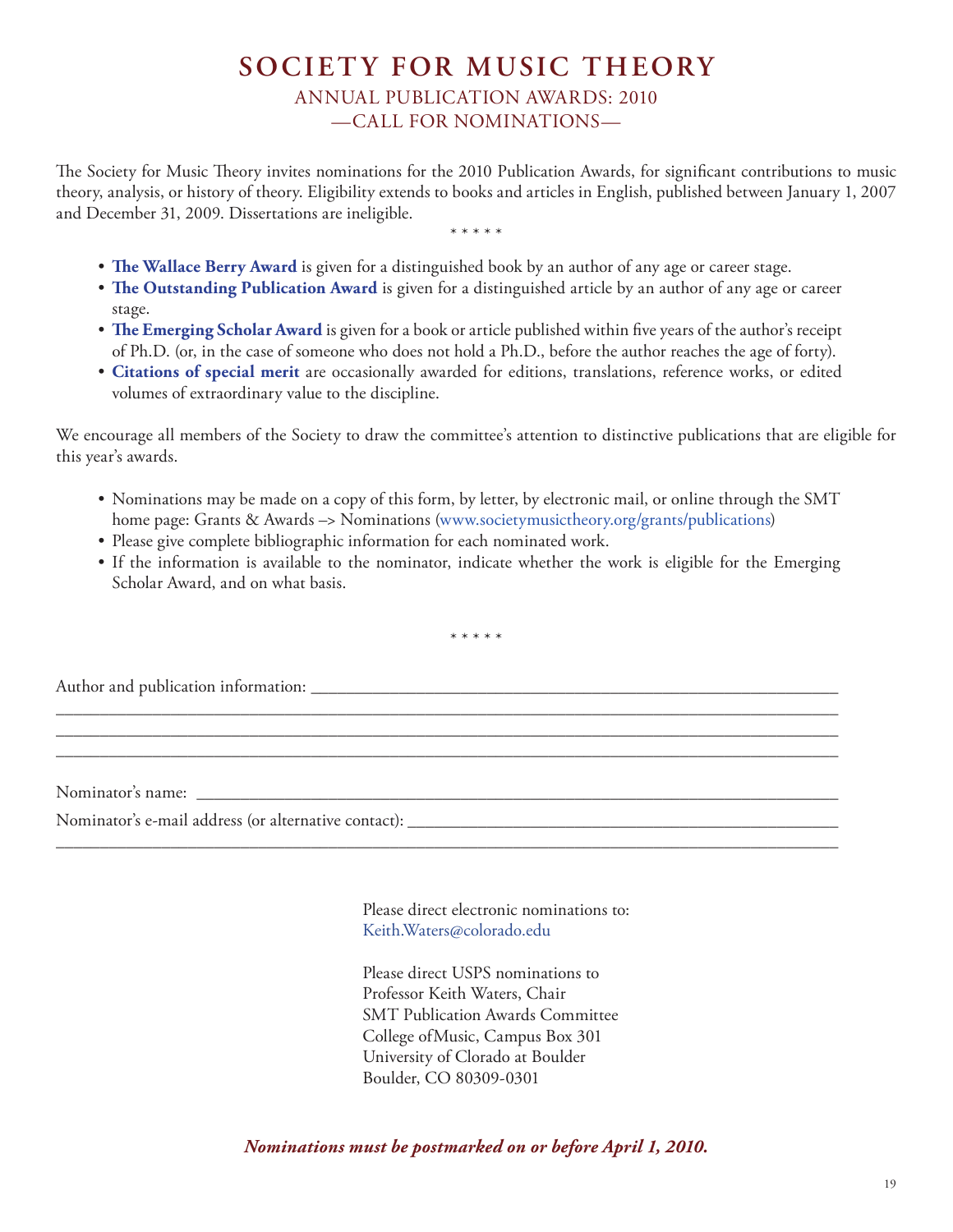# SOCIETY FOR MUSIC THEORY

## ANNUAL PUBLICATION AWARDS: 2010

## —CALL FOR NOMINATIONS—

The Society for Music Theory invites nominations for the 2010 Publication Awards, for significant contributions to music theory, analysis, or history of theory. Eligibility extends to books and articles in English, published between January 1, 2007 and December 31, 2009. Dissertations are ineligible.

\* \* \* \* \*

- **The Wallace Berry Award** is given for a distinguished book by an author of any age or career stage.
- **The Outstanding Publication Award** is given for a distinguished article by an author of any age or career stage.
- **The Emerging Scholar Award** is given for a book or article published within five years of the author's receipt of Ph.D. (or, in the case of someone who does not hold a Ph.D., before the author reaches the age of forty).
- **Citations of special merit** are occasionally awarded for editions, translations, reference works, or edited volumes of extraordinary value to the discipline.

We encourage all members of the Society to draw the committee's attention to distinctive publications that are eligible for this year's awards.

- Nominations may be made on a copy of this form, by letter, by electronic mail, or online through the SMT home page: Grants & Awards –> Nominations (www.societymusictheory.org/grants/publications)
- Please give complete bibliographic information for each nominated work.
- If the information is available to the nominator, indicate whether the work is eligible for the Emerging Scholar Award, and on what basis.

\* \* \* \* \*

Author and publication information: ______________________________________________________________
______________________________________________________________________________________
______________________________________________________________________________________
______________________________________________________________________________________

Nominator's name: ____________________________________________________________________

Nominator's e-mail address (or alternative contact): ______________________________________________
______________________________________________________________________________________

Please direct electronic nominations to:
Keith.Waters@colorado.edu

Please direct USPS nominations to
Professor Keith Waters, Chair
SMT Publication Awards Committee
College ofMusic, Campus Box 301
University of Clorado at Boulder
Boulder, CO 80309-0301

***Nominations must be postmarked on or before April 1, 2010.***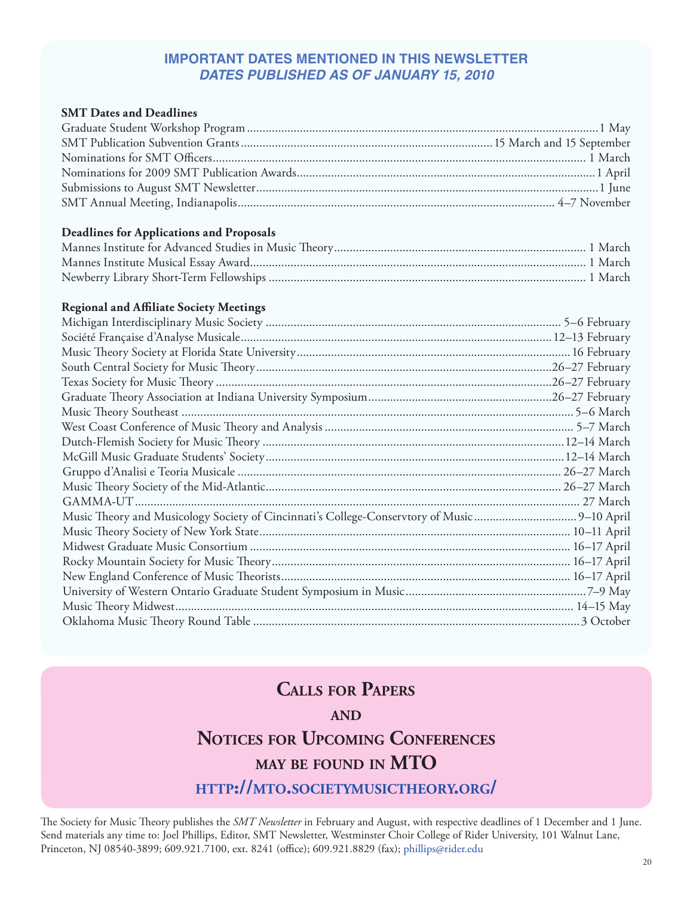## IMPORTANT DATES MENTIONED IN THIS NEWSLETTER
### *DATES PUBLISHED AS OF JANUARY 15, 2010*

**SMT Dates and Deadlines**

| | |
|---|---|
| Graduate Student Workshop Program | 1 May |
| SMT Publication Subvention Grants | 15 March and 15 September |
| Nominations for SMT Officers | 1 March |
| Nominations for 2009 SMT Publication Awards | 1 April |
| Submissions to August SMT Newsletter | 1 June |
| SMT Annual Meeting, Indianapolis | 4–7 November |

**Deadlines for Applications and Proposals**

| | |
|---|---|
| Mannes Institute for Advanced Studies in Music Theory | 1 March |
| Mannes Institute Musical Essay Award | 1 March |
| Newberry Library Short-Term Fellowships | 1 March |

**Regional and Affiliate Society Meetings**

| | |
|---|---|
| Michigan Interdisciplinary Music Society | 5–6 February |
| Société Française d'Analyse Musicale | 12–13 February |
| Music Theory Society at Florida State University | 16 February |
| South Central Society for Music Theory | 26–27 February |
| Texas Society for Music Theory | 26–27 February |
| Graduate Theory Association at Indiana University Symposium | 26–27 February |
| Music Theory Southeast | 5–6 March |
| West Coast Conference of Music Theory and Analysis | 5–7 March |
| Dutch-Flemish Society for Music Theory | 12–14 March |
| McGill Music Graduate Students' Society | 12–14 March |
| Gruppo d'Analisi e Teoria Musicale | 26–27 March |
| Music Theory Society of the Mid-Atlantic | 26–27 March |
| GAMMA-UT | 27 March |
| Music Theory and Musicology Society of Cincinnati's College-Conservtory of Music | 9–10 April |
| Music Theory Society of New York State | 10–11 April |
| Midwest Graduate Music Consortium | 16–17 April |
| Rocky Mountain Society for Music Theory | 16–17 April |
| New England Conference of Music Theorists | 16–17 April |
| University of Western Ontario Graduate Student Symposium in Music | 7–9 May |
| Music Theory Midwest | 14–15 May |
| Oklahoma Music Theory Round Table | 3 October |

## Calls for Papers and Notices for Upcoming Conferences may be found in MTO

**http://mto.societymusictheory.org/**

The Society for Music Theory publishes the *SMT Newsletter* in February and August, with respective deadlines of 1 December and 1 June. Send materials any time to: Joel Phillips, Editor, SMT Newsletter, Westminster Choir College of Rider University, 101 Walnut Lane, Princeton, NJ 08540-3899; 609.921.7100, ext. 8241 (office); 609.921.8829 (fax); phillips@rider.edu